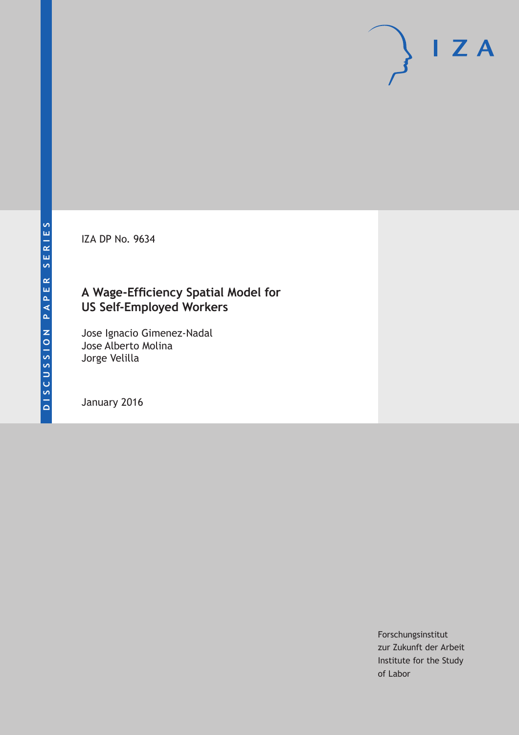DISCUSSION PAPER SERIES

IZA DP No. 9634

# A Wage-Efficiency Spatial Model for US Self-Employed Workers

Jose Ignacio Gimenez-Nadal
Jose Alberto Molina
Jorge Velilla

January 2016

Forschungsinstitut
zur Zukunft der Arbeit
Institute for the Study
of Labor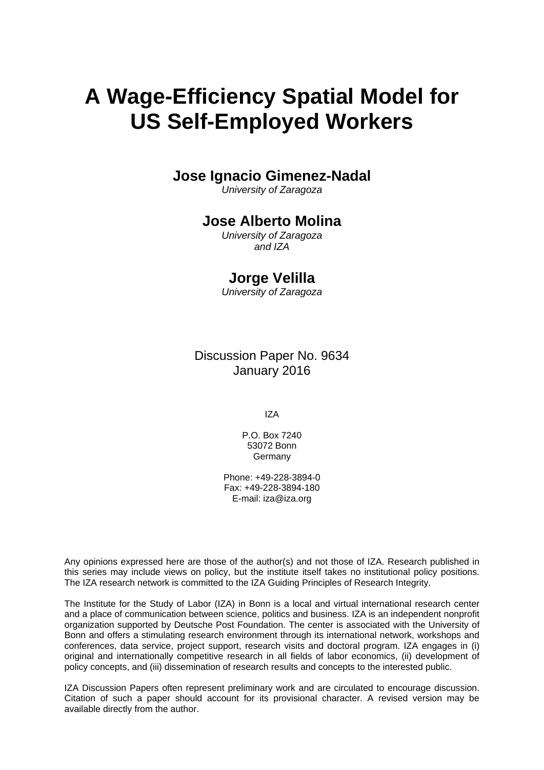# A Wage-Efficiency Spatial Model for US Self-Employed Workers

**Jose Ignacio Gimenez-Nadal**
*University of Zaragoza*

**Jose Alberto Molina**
*University of Zaragoza and IZA*

**Jorge Velilla**
*University of Zaragoza*

Discussion Paper No. 9634
January 2016

IZA

P.O. Box 7240
53072 Bonn
Germany

Phone: +49-228-3894-0
Fax: +49-228-3894-180
E-mail: iza@iza.org

Any opinions expressed here are those of the author(s) and not those of IZA. Research published in this series may include views on policy, but the institute itself takes no institutional policy positions. The IZA research network is committed to the IZA Guiding Principles of Research Integrity.

The Institute for the Study of Labor (IZA) in Bonn is a local and virtual international research center and a place of communication between science, politics and business. IZA is an independent nonprofit organization supported by Deutsche Post Foundation. The center is associated with the University of Bonn and offers a stimulating research environment through its international network, workshops and conferences, data service, project support, research visits and doctoral program. IZA engages in (i) original and internationally competitive research in all fields of labor economics, (ii) development of policy concepts, and (iii) dissemination of research results and concepts to the interested public.

IZA Discussion Papers often represent preliminary work and are circulated to encourage discussion. Citation of such a paper should account for its provisional character. A revised version may be available directly from the author.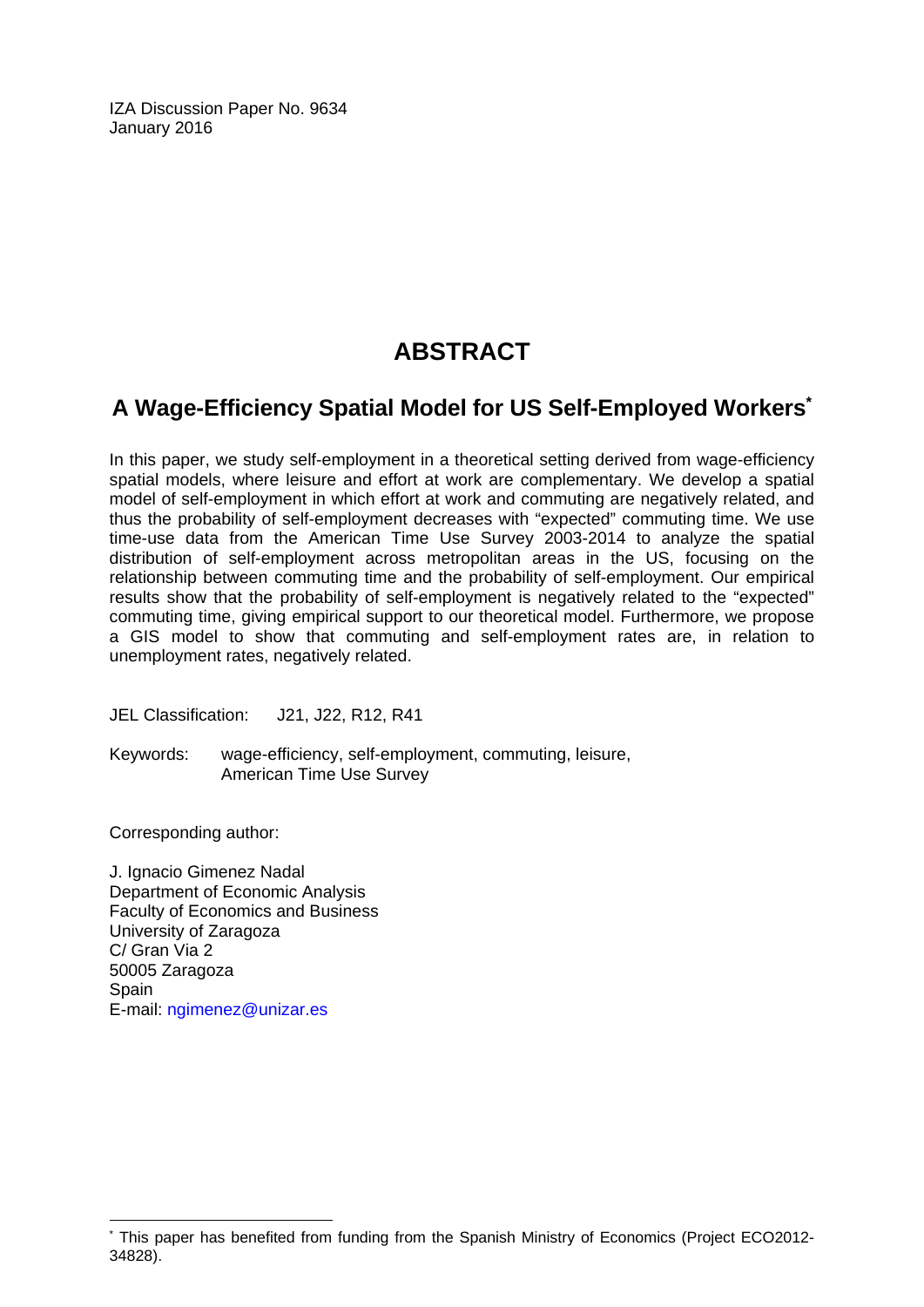IZA Discussion Paper No. 9634
January 2016

# ABSTRACT

## A Wage-Efficiency Spatial Model for US Self-Employed Workers[*]

In this paper, we study self-employment in a theoretical setting derived from wage-efficiency spatial models, where leisure and effort at work are complementary. We develop a spatial model of self-employment in which effort at work and commuting are negatively related, and thus the probability of self-employment decreases with "expected" commuting time. We use time-use data from the American Time Use Survey 2003-2014 to analyze the spatial distribution of self-employment across metropolitan areas in the US, focusing on the relationship between commuting time and the probability of self-employment. Our empirical results show that the probability of self-employment is negatively related to the "expected" commuting time, giving empirical support to our theoretical model. Furthermore, we propose a GIS model to show that commuting and self-employment rates are, in relation to unemployment rates, negatively related.

JEL Classification: J21, J22, R12, R41

Keywords: wage-efficiency, self-employment, commuting, leisure, American Time Use Survey

Corresponding author:

J. Ignacio Gimenez Nadal
Department of Economic Analysis
Faculty of Economics and Business
University of Zaragoza
C/ Gran Via 2
50005 Zaragoza
Spain
E-mail: ngimenez@unizar.es

[*] This paper has benefited from funding from the Spanish Ministry of Economics (Project ECO2012-34828).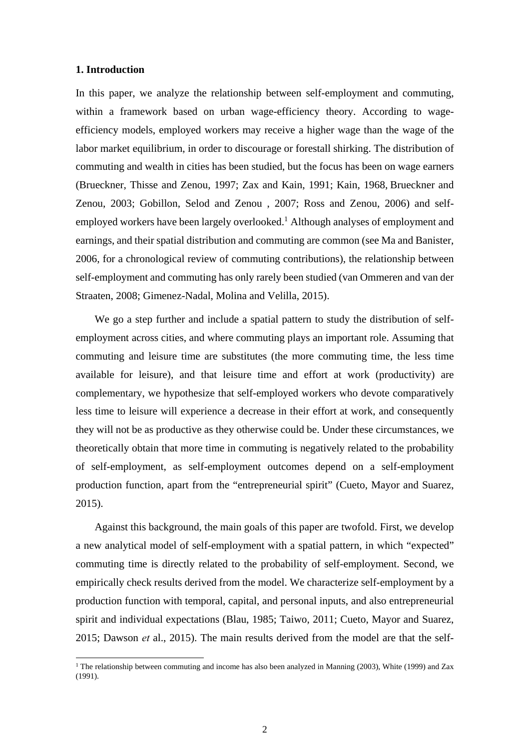## 1. Introduction

In this paper, we analyze the relationship between self-employment and commuting, within a framework based on urban wage-efficiency theory. According to wage-efficiency models, employed workers may receive a higher wage than the wage of the labor market equilibrium, in order to discourage or forestall shirking. The distribution of commuting and wealth in cities has been studied, but the focus has been on wage earners (Brueckner, Thisse and Zenou, 1997; Zax and Kain, 1991; Kain, 1968, Brueckner and Zenou, 2003; Gobillon, Selod and Zenou , 2007; Ross and Zenou, 2006) and self-employed workers have been largely overlooked.[1] Although analyses of employment and earnings, and their spatial distribution and commuting are common (see Ma and Banister, 2006, for a chronological review of commuting contributions), the relationship between self-employment and commuting has only rarely been studied (van Ommeren and van der Straaten, 2008; Gimenez-Nadal, Molina and Velilla, 2015).

We go a step further and include a spatial pattern to study the distribution of self-employment across cities, and where commuting plays an important role. Assuming that commuting and leisure time are substitutes (the more commuting time, the less time available for leisure), and that leisure time and effort at work (productivity) are complementary, we hypothesize that self-employed workers who devote comparatively less time to leisure will experience a decrease in their effort at work, and consequently they will not be as productive as they otherwise could be. Under these circumstances, we theoretically obtain that more time in commuting is negatively related to the probability of self-employment, as self-employment outcomes depend on a self-employment production function, apart from the "entrepreneurial spirit" (Cueto, Mayor and Suarez, 2015).

Against this background, the main goals of this paper are twofold. First, we develop a new analytical model of self-employment with a spatial pattern, in which "expected" commuting time is directly related to the probability of self-employment. Second, we empirically check results derived from the model. We characterize self-employment by a production function with temporal, capital, and personal inputs, and also entrepreneurial spirit and individual expectations (Blau, 1985; Taiwo, 2011; Cueto, Mayor and Suarez, 2015; Dawson *et* al., 2015). The main results derived from the model are that the self-

[1] The relationship between commuting and income has also been analyzed in Manning (2003), White (1999) and Zax (1991).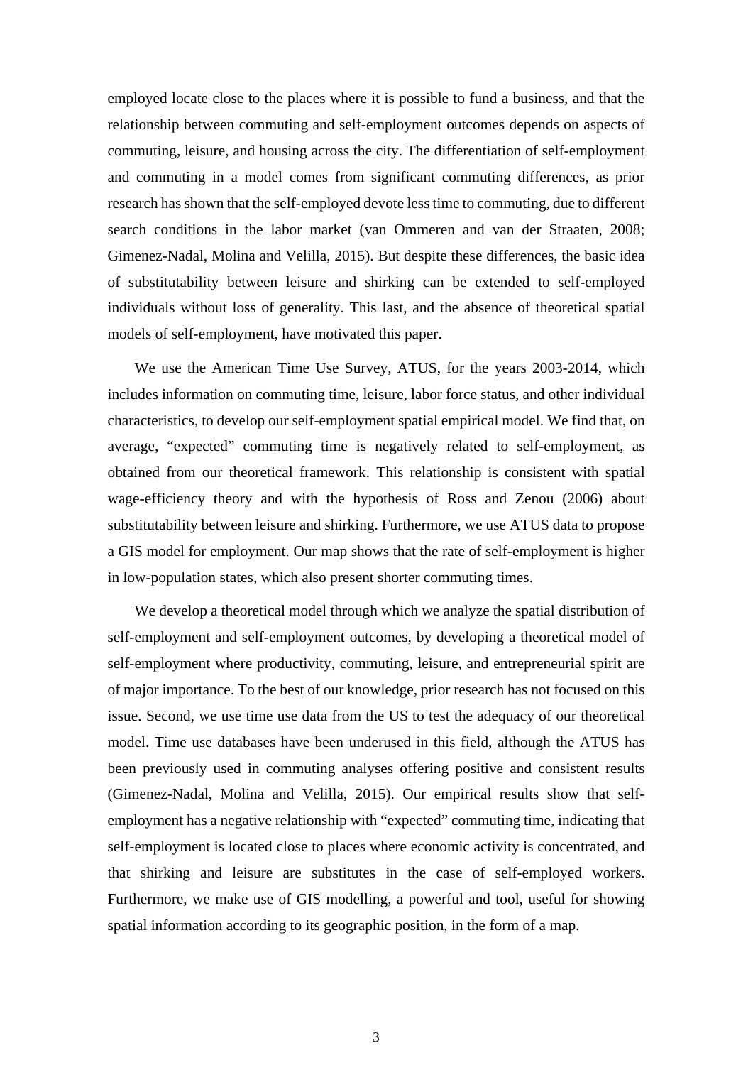employed locate close to the places where it is possible to fund a business, and that the relationship between commuting and self-employment outcomes depends on aspects of commuting, leisure, and housing across the city. The differentiation of self-employment and commuting in a model comes from significant commuting differences, as prior research has shown that the self-employed devote less time to commuting, due to different search conditions in the labor market (van Ommeren and van der Straaten, 2008; Gimenez-Nadal, Molina and Velilla, 2015). But despite these differences, the basic idea of substitutability between leisure and shirking can be extended to self-employed individuals without loss of generality. This last, and the absence of theoretical spatial models of self-employment, have motivated this paper.

We use the American Time Use Survey, ATUS, for the years 2003-2014, which includes information on commuting time, leisure, labor force status, and other individual characteristics, to develop our self-employment spatial empirical model. We find that, on average, "expected" commuting time is negatively related to self-employment, as obtained from our theoretical framework. This relationship is consistent with spatial wage-efficiency theory and with the hypothesis of Ross and Zenou (2006) about substitutability between leisure and shirking. Furthermore, we use ATUS data to propose a GIS model for employment. Our map shows that the rate of self-employment is higher in low-population states, which also present shorter commuting times.

We develop a theoretical model through which we analyze the spatial distribution of self-employment and self-employment outcomes, by developing a theoretical model of self-employment where productivity, commuting, leisure, and entrepreneurial spirit are of major importance. To the best of our knowledge, prior research has not focused on this issue. Second, we use time use data from the US to test the adequacy of our theoretical model. Time use databases have been underused in this field, although the ATUS has been previously used in commuting analyses offering positive and consistent results (Gimenez-Nadal, Molina and Velilla, 2015). Our empirical results show that self-employment has a negative relationship with "expected" commuting time, indicating that self-employment is located close to places where economic activity is concentrated, and that shirking and leisure are substitutes in the case of self-employed workers. Furthermore, we make use of GIS modelling, a powerful and tool, useful for showing spatial information according to its geographic position, in the form of a map.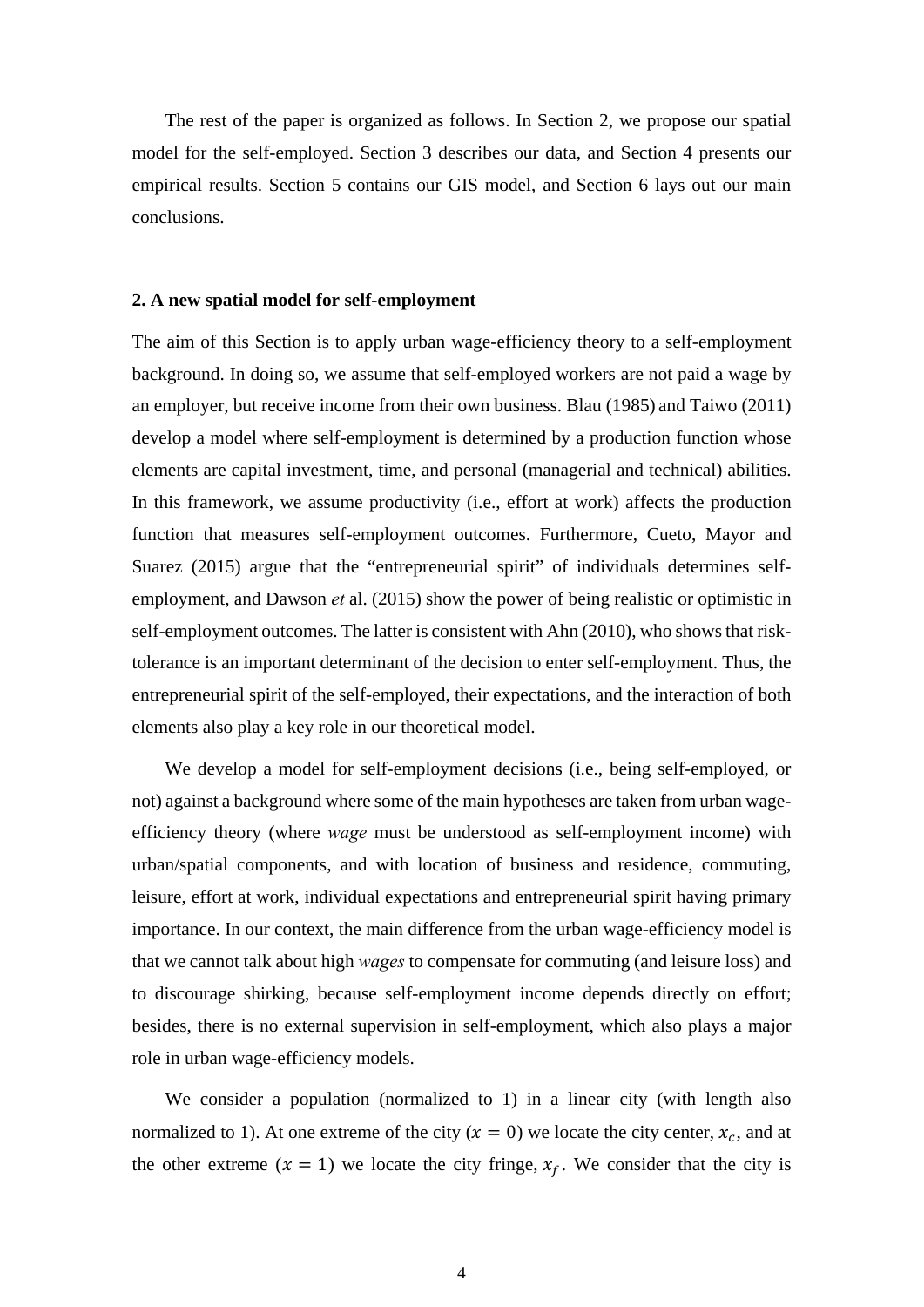The rest of the paper is organized as follows. In Section 2, we propose our spatial model for the self-employed. Section 3 describes our data, and Section 4 presents our empirical results. Section 5 contains our GIS model, and Section 6 lays out our main conclusions.

## 2. A new spatial model for self-employment

The aim of this Section is to apply urban wage-efficiency theory to a self-employment background. In doing so, we assume that self-employed workers are not paid a wage by an employer, but receive income from their own business. Blau (1985) and Taiwo (2011) develop a model where self-employment is determined by a production function whose elements are capital investment, time, and personal (managerial and technical) abilities. In this framework, we assume productivity (i.e., effort at work) affects the production function that measures self-employment outcomes. Furthermore, Cueto, Mayor and Suarez (2015) argue that the "entrepreneurial spirit" of individuals determines self-employment, and Dawson *et* al. (2015) show the power of being realistic or optimistic in self-employment outcomes. The latter is consistent with Ahn (2010), who shows that risk-tolerance is an important determinant of the decision to enter self-employment. Thus, the entrepreneurial spirit of the self-employed, their expectations, and the interaction of both elements also play a key role in our theoretical model.

We develop a model for self-employment decisions (i.e., being self-employed, or not) against a background where some of the main hypotheses are taken from urban wage-efficiency theory (where *wage* must be understood as self-employment income) with urban/spatial components, and with location of business and residence, commuting, leisure, effort at work, individual expectations and entrepreneurial spirit having primary importance. In our context, the main difference from the urban wage-efficiency model is that we cannot talk about high *wages* to compensate for commuting (and leisure loss) and to discourage shirking, because self-employment income depends directly on effort; besides, there is no external supervision in self-employment, which also plays a major role in urban wage-efficiency models.

We consider a population (normalized to 1) in a linear city (with length also normalized to 1). At one extreme of the city ($x = 0$) we locate the city center, $x_c$, and at the other extreme ($x = 1$) we locate the city fringe, $x_f$. We consider that the city is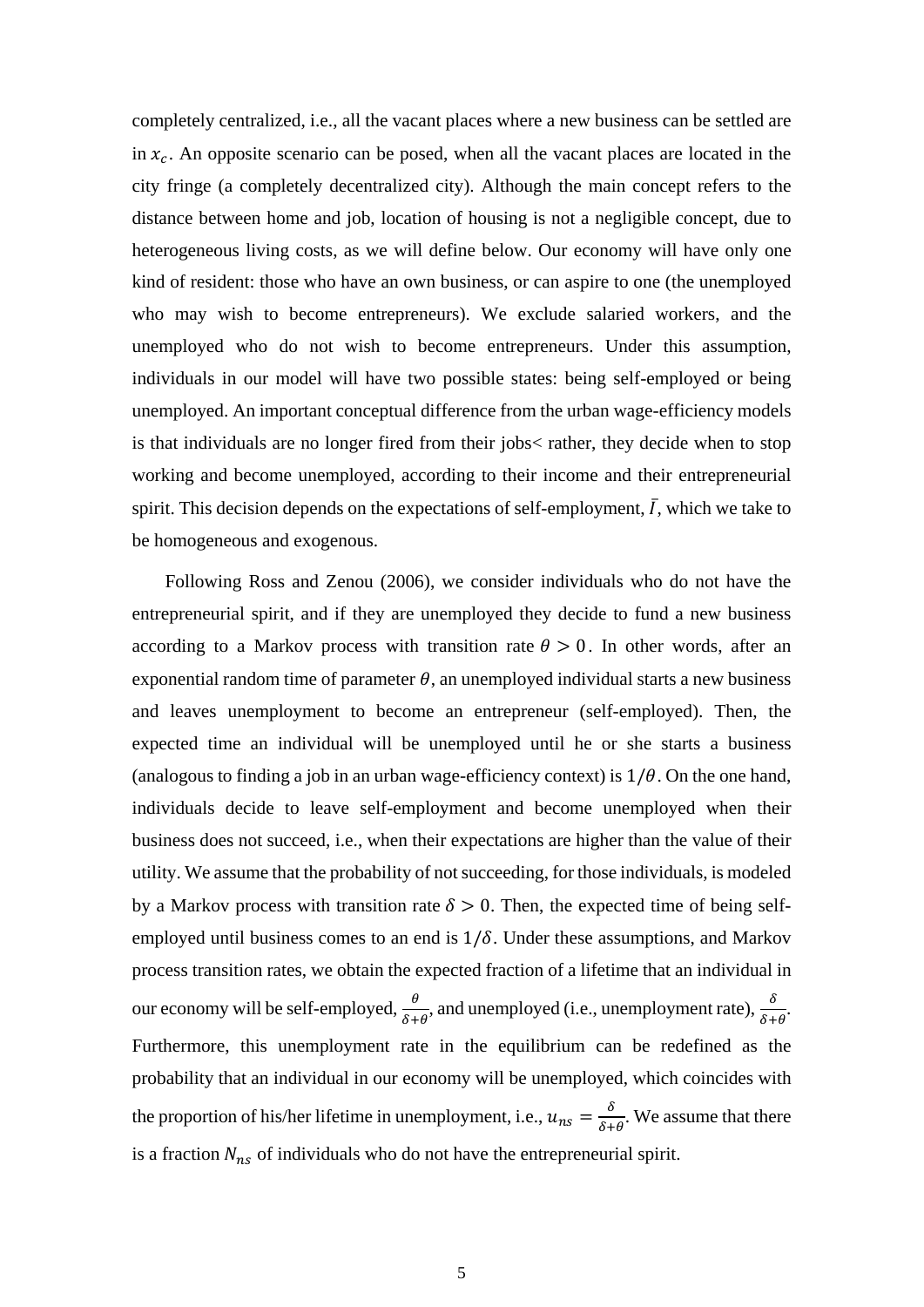completely centralized, i.e., all the vacant places where a new business can be settled are in $x_c$. An opposite scenario can be posed, when all the vacant places are located in the city fringe (a completely decentralized city). Although the main concept refers to the distance between home and job, location of housing is not a negligible concept, due to heterogeneous living costs, as we will define below. Our economy will have only one kind of resident: those who have an own business, or can aspire to one (the unemployed who may wish to become entrepreneurs). We exclude salaried workers, and the unemployed who do not wish to become entrepreneurs. Under this assumption, individuals in our model will have two possible states: being self-employed or being unemployed. An important conceptual difference from the urban wage-efficiency models is that individuals are no longer fired from their jobs< rather, they decide when to stop working and become unemployed, according to their income and their entrepreneurial spirit. This decision depends on the expectations of self-employment, $\bar{I}$, which we take to be homogeneous and exogenous.

Following Ross and Zenou (2006), we consider individuals who do not have the entrepreneurial spirit, and if they are unemployed they decide to fund a new business according to a Markov process with transition rate $\theta > 0$. In other words, after an exponential random time of parameter $\theta$, an unemployed individual starts a new business and leaves unemployment to become an entrepreneur (self-employed). Then, the expected time an individual will be unemployed until he or she starts a business (analogous to finding a job in an urban wage-efficiency context) is $1/\theta$. On the one hand, individuals decide to leave self-employment and become unemployed when their business does not succeed, i.e., when their expectations are higher than the value of their utility. We assume that the probability of not succeeding, for those individuals, is modeled by a Markov process with transition rate $\delta > 0$. Then, the expected time of being self-employed until business comes to an end is $1/\delta$. Under these assumptions, and Markov process transition rates, we obtain the expected fraction of a lifetime that an individual in our economy will be self-employed, $\frac{\theta}{\delta+\theta}$, and unemployed (i.e., unemployment rate), $\frac{\delta}{\delta+\theta}$. Furthermore, this unemployment rate in the equilibrium can be redefined as the probability that an individual in our economy will be unemployed, which coincides with the proportion of his/her lifetime in unemployment, i.e., $u_{ns} = \frac{\delta}{\delta+\theta}$. We assume that there is a fraction $N_{ns}$ of individuals who do not have the entrepreneurial spirit.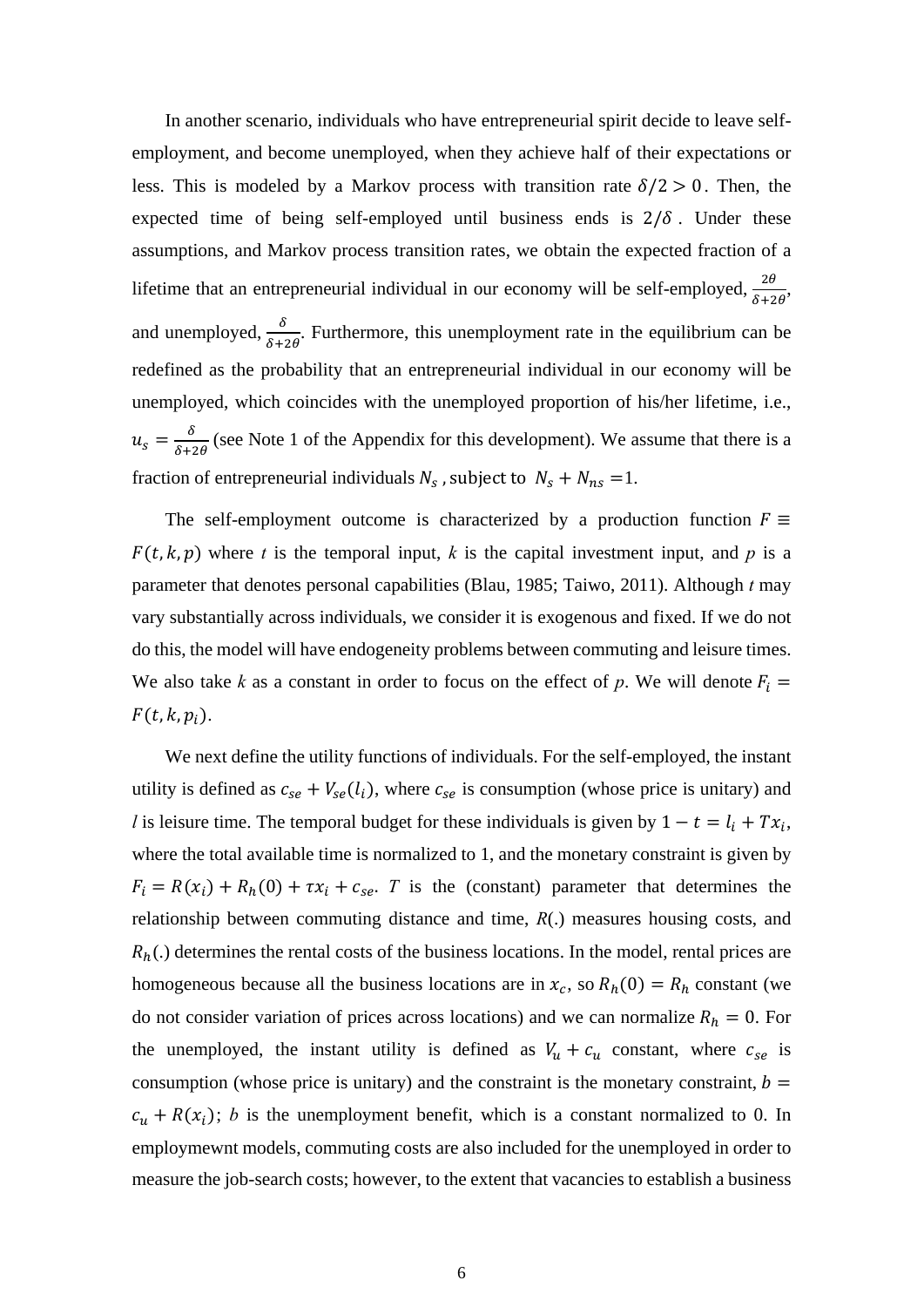In another scenario, individuals who have entrepreneurial spirit decide to leave self-employment, and become unemployed, when they achieve half of their expectations or less. This is modeled by a Markov process with transition rate $\delta/2 > 0$. Then, the expected time of being self-employed until business ends is $2/\delta$. Under these assumptions, and Markov process transition rates, we obtain the expected fraction of a lifetime that an entrepreneurial individual in our economy will be self-employed, $\frac{2\theta}{\delta+2\theta}$, and unemployed, $\frac{\delta}{\delta+2\theta}$. Furthermore, this unemployment rate in the equilibrium can be redefined as the probability that an entrepreneurial individual in our economy will be unemployed, which coincides with the unemployed proportion of his/her lifetime, i.e., $u_s = \frac{\delta}{\delta+2\theta}$ (see Note 1 of the Appendix for this development). We assume that there is a fraction of entrepreneurial individuals $N_s$, subject to $N_s + N_{ns} = 1$.

The self-employment outcome is characterized by a production function $F \equiv F(t, k, p)$ where *t* is the temporal input, *k* is the capital investment input, and *p* is a parameter that denotes personal capabilities (Blau, 1985; Taiwo, 2011). Although *t* may vary substantially across individuals, we consider it is exogenous and fixed. If we do not do this, the model will have endogeneity problems between commuting and leisure times. We also take *k* as a constant in order to focus on the effect of *p*. We will denote $F_i = F(t, k, p_i)$.

We next define the utility functions of individuals. For the self-employed, the instant utility is defined as $c_{se} + V_{se}(l_i)$, where $c_{se}$ is consumption (whose price is unitary) and *l* is leisure time. The temporal budget for these individuals is given by $1 - t = l_i + Tx_i$, where the total available time is normalized to 1, and the monetary constraint is given by $F_i = R(x_i) + R_h(0) + \tau x_i + c_{se}$. *T* is the (constant) parameter that determines the relationship between commuting distance and time, *R*(.) measures housing costs, and $R_h$(.) determines the rental costs of the business locations. In the model, rental prices are homogeneous because all the business locations are in $x_c$, so $R_h(0) = R_h$ constant (we do not consider variation of prices across locations) and we can normalize $R_h = 0$. For the unemployed, the instant utility is defined as $V_u + c_u$ constant, where $c_{se}$ is consumption (whose price is unitary) and the constraint is the monetary constraint, $b = c_u + R(x_i)$; *b* is the unemployment benefit, which is a constant normalized to 0. In employmewnt models, commuting costs are also included for the unemployed in order to measure the job-search costs; however, to the extent that vacancies to establish a business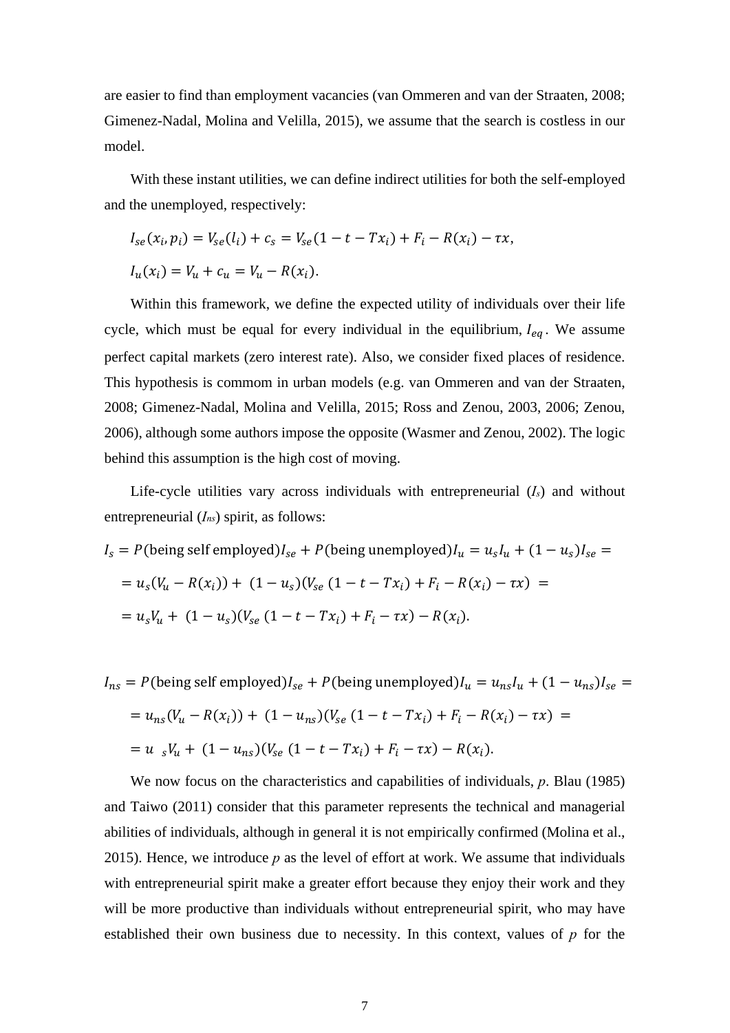are easier to find than employment vacancies (van Ommeren and van der Straaten, 2008; Gimenez-Nadal, Molina and Velilla, 2015), we assume that the search is costless in our model.

With these instant utilities, we can define indirect utilities for both the self-employed and the unemployed, respectively:

$$I_{se}(x_i, p_i) = V_{se}(l_i) + c_s = V_{se}(1 - t - Tx_i) + F_i - R(x_i) - \tau x,$$

$$I_u(x_i) = V_u + c_u = V_u - R(x_i).$$

Within this framework, we define the expected utility of individuals over their life cycle, which must be equal for every individual in the equilibrium, $I_{eq}$. We assume perfect capital markets (zero interest rate). Also, we consider fixed places of residence. This hypothesis is commom in urban models (e.g. van Ommeren and van der Straaten, 2008; Gimenez-Nadal, Molina and Velilla, 2015; Ross and Zenou, 2003, 2006; Zenou, 2006), although some authors impose the opposite (Wasmer and Zenou, 2002). The logic behind this assumption is the high cost of moving.

Life-cycle utilities vary across individuals with entrepreneurial ($I_s$) and without entrepreneurial ($I_{ns}$) spirit, as follows:

$$I_s = P(\text{being self employed})I_{se} + P(\text{being unemployed})I_u = u_s I_u + (1 - u_s)I_{se} =$$

$$= u_s(V_u - R(x_i)) + (1 - u_s)(V_{se}(1 - t - Tx_i) + F_i - R(x_i) - \tau x) =$$

$$= u_s V_u + (1 - u_s)(V_{se}(1 - t - Tx_i) + F_i - \tau x) - R(x_i).$$

$$I_{ns} = P(\text{being self employed})I_{se} + P(\text{being unemployed})I_u = u_{ns} I_u + (1 - u_{ns})I_{se} =$$

$$= u_{ns}(V_u - R(x_i)) + (1 - u_{ns})(V_{se}(1 - t - Tx_i) + F_i - R(x_i) - \tau x) =$$

$$= u_{\ s} V_u + (1 - u_{ns})(V_{se}(1 - t - Tx_i) + F_i - \tau x) - R(x_i).$$

We now focus on the characteristics and capabilities of individuals, $p$. Blau (1985) and Taiwo (2011) consider that this parameter represents the technical and managerial abilities of individuals, although in general it is not empirically confirmed (Molina et al., 2015). Hence, we introduce $p$ as the level of effort at work. We assume that individuals with entrepreneurial spirit make a greater effort because they enjoy their work and they will be more productive than individuals without entrepreneurial spirit, who may have established their own business due to necessity. In this context, values of $p$ for the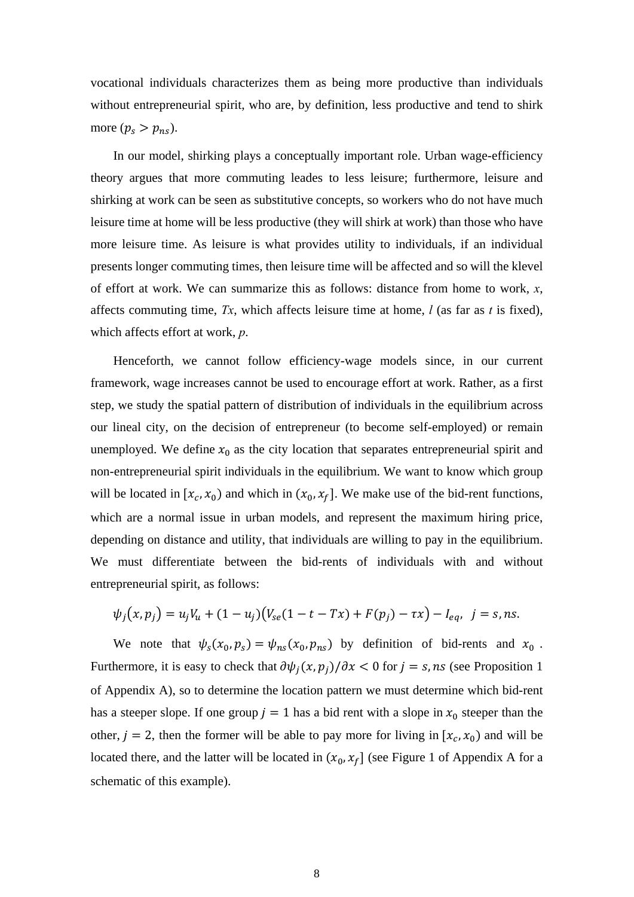vocational individuals characterizes them as being more productive than individuals without entrepreneurial spirit, who are, by definition, less productive and tend to shirk more ($p_s > p_{ns}$).

In our model, shirking plays a conceptually important role. Urban wage-efficiency theory argues that more commuting leades to less leisure; furthermore, leisure and shirking at work can be seen as substitutive concepts, so workers who do not have much leisure time at home will be less productive (they will shirk at work) than those who have more leisure time. As leisure is what provides utility to individuals, if an individual presents longer commuting times, then leisure time will be affected and so will the klevel of effort at work. We can summarize this as follows: distance from home to work, *x*, affects commuting time, *Tx*, which affects leisure time at home, *l* (as far as *t* is fixed), which affects effort at work, *p*.

Henceforth, we cannot follow efficiency-wage models since, in our current framework, wage increases cannot be used to encourage effort at work. Rather, as a first step, we study the spatial pattern of distribution of individuals in the equilibrium across our lineal city, on the decision of entrepreneur (to become self-employed) or remain unemployed. We define $x_0$ as the city location that separates entrepreneurial spirit and non-entrepreneurial spirit individuals in the equilibrium. We want to know which group will be located in $[x_c, x_0)$ and which in $(x_0, x_f]$. We make use of the bid-rent functions, which are a normal issue in urban models, and represent the maximum hiring price, depending on distance and utility, that individuals are willing to pay in the equilibrium. We must differentiate between the bid-rents of individuals with and without entrepreneurial spirit, as follows:

$$\psi_j(x, p_j) = u_j V_u + (1 - u_j)\big(V_{se}(1 - t - Tx) + F(p_j) - \tau x\big) - I_{eq}, \quad j = s, ns.$$

We note that $\psi_s(x_0, p_s) = \psi_{ns}(x_0, p_{ns})$ by definition of bid-rents and $x_0$. Furthermore, it is easy to check that $\partial\psi_j(x, p_j)/\partial x < 0$ for $j = s, ns$ (see Proposition 1 of Appendix A), so to determine the location pattern we must determine which bid-rent has a steeper slope. If one group $j = 1$ has a bid rent with a slope in $x_0$ steeper than the other, $j = 2$, then the former will be able to pay more for living in $[x_c, x_0)$ and will be located there, and the latter will be located in $(x_0, x_f]$ (see Figure 1 of Appendix A for a schematic of this example).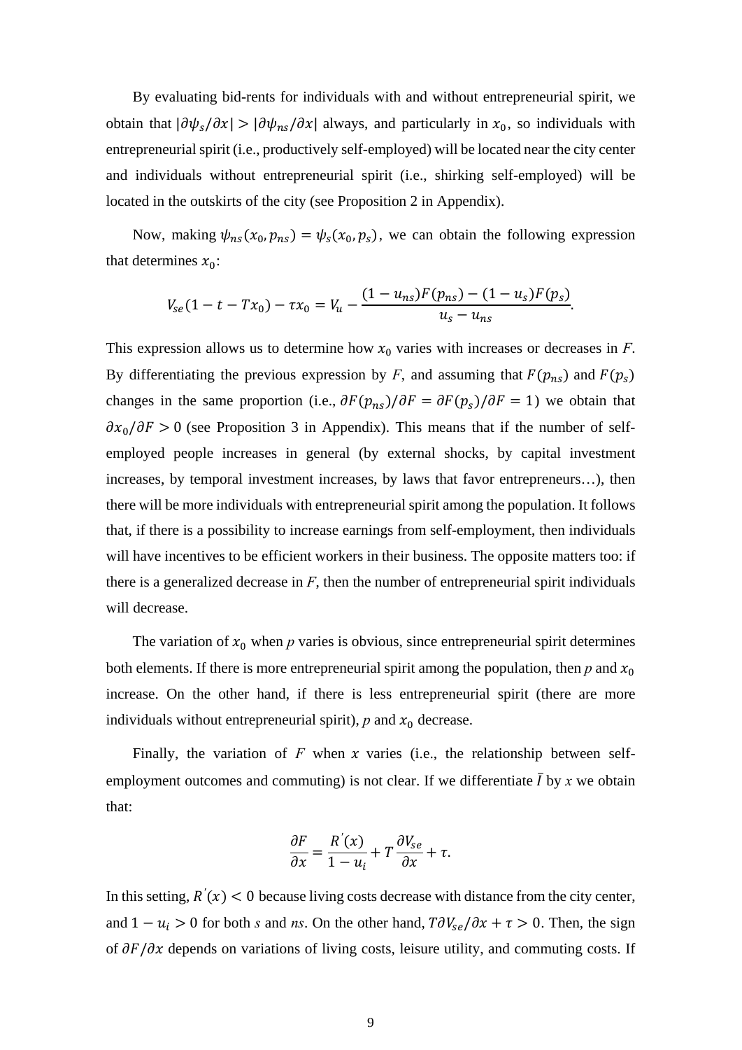By evaluating bid-rents for individuals with and without entrepreneurial spirit, we obtain that $|\partial\psi_s/\partial x| > |\partial\psi_{ns}/\partial x|$ always, and particularly in $x_0$, so individuals with entrepreneurial spirit (i.e., productively self-employed) will be located near the city center and individuals without entrepreneurial spirit (i.e., shirking self-employed) will be located in the outskirts of the city (see Proposition 2 in Appendix).

Now, making $\psi_{ns}(x_0, p_{ns}) = \psi_s(x_0, p_s)$, we can obtain the following expression that determines $x_0$:

$$V_{se}(1 - t - Tx_0) - \tau x_0 = V_u - \frac{(1 - u_{ns})F(p_{ns}) - (1 - u_s)F(p_s)}{u_s - u_{ns}}.$$

This expression allows us to determine how $x_0$ varies with increases or decreases in *F*. By differentiating the previous expression by *F*, and assuming that $F(p_{ns})$ and $F(p_s)$ changes in the same proportion (i.e., $\partial F(p_{ns})/\partial F = \partial F(p_s)/\partial F = 1$) we obtain that $\partial x_0/\partial F > 0$ (see Proposition 3 in Appendix). This means that if the number of self-employed people increases in general (by external shocks, by capital investment increases, by temporal investment increases, by laws that favor entrepreneurs…), then there will be more individuals with entrepreneurial spirit among the population. It follows that, if there is a possibility to increase earnings from self-employment, then individuals will have incentives to be efficient workers in their business. The opposite matters too: if there is a generalized decrease in *F*, then the number of entrepreneurial spirit individuals will decrease.

The variation of $x_0$ when *p* varies is obvious, since entrepreneurial spirit determines both elements. If there is more entrepreneurial spirit among the population, then *p* and $x_0$ increase. On the other hand, if there is less entrepreneurial spirit (there are more individuals without entrepreneurial spirit), *p* and $x_0$ decrease.

Finally, the variation of *F* when $x$ varies (i.e., the relationship between self-employment outcomes and commuting) is not clear. If we differentiate $\bar{I}$ by *x* we obtain that:

$$\frac{\partial F}{\partial x} = \frac{R'(x)}{1 - u_i} + T\frac{\partial V_{se}}{\partial x} + \tau.$$

In this setting, $R'(x) < 0$ because living costs decrease with distance from the city center, and $1 - u_i > 0$ for both *s* and *ns*. On the other hand, $T\partial V_{se}/\partial x + \tau > 0$. Then, the sign of $\partial F/\partial x$ depends on variations of living costs, leisure utility, and commuting costs. If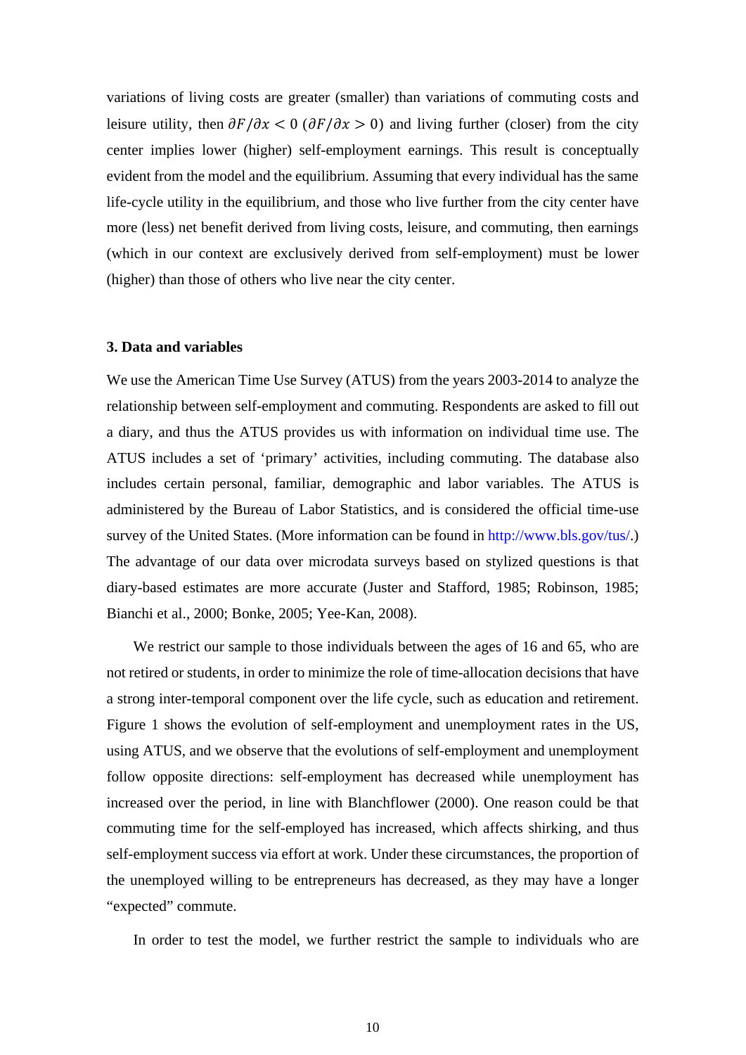variations of living costs are greater (smaller) than variations of commuting costs and leisure utility, then $\partial F/\partial x < 0$ ($\partial F/\partial x > 0$) and living further (closer) from the city center implies lower (higher) self-employment earnings. This result is conceptually evident from the model and the equilibrium. Assuming that every individual has the same life-cycle utility in the equilibrium, and those who live further from the city center have more (less) net benefit derived from living costs, leisure, and commuting, then earnings (which in our context are exclusively derived from self-employment) must be lower (higher) than those of others who live near the city center.

### 3. Data and variables

We use the American Time Use Survey (ATUS) from the years 2003-2014 to analyze the relationship between self-employment and commuting. Respondents are asked to fill out a diary, and thus the ATUS provides us with information on individual time use. The ATUS includes a set of 'primary' activities, including commuting. The database also includes certain personal, familiar, demographic and labor variables. The ATUS is administered by the Bureau of Labor Statistics, and is considered the official time-use survey of the United States. (More information can be found in http://www.bls.gov/tus/.) The advantage of our data over microdata surveys based on stylized questions is that diary-based estimates are more accurate (Juster and Stafford, 1985; Robinson, 1985; Bianchi et al., 2000; Bonke, 2005; Yee-Kan, 2008).

We restrict our sample to those individuals between the ages of 16 and 65, who are not retired or students, in order to minimize the role of time-allocation decisions that have a strong inter-temporal component over the life cycle, such as education and retirement. Figure 1 shows the evolution of self-employment and unemployment rates in the US, using ATUS, and we observe that the evolutions of self-employment and unemployment follow opposite directions: self-employment has decreased while unemployment has increased over the period, in line with Blanchflower (2000). One reason could be that commuting time for the self-employed has increased, which affects shirking, and thus self-employment success via effort at work. Under these circumstances, the proportion of the unemployed willing to be entrepreneurs has decreased, as they may have a longer "expected" commute.

In order to test the model, we further restrict the sample to individuals who are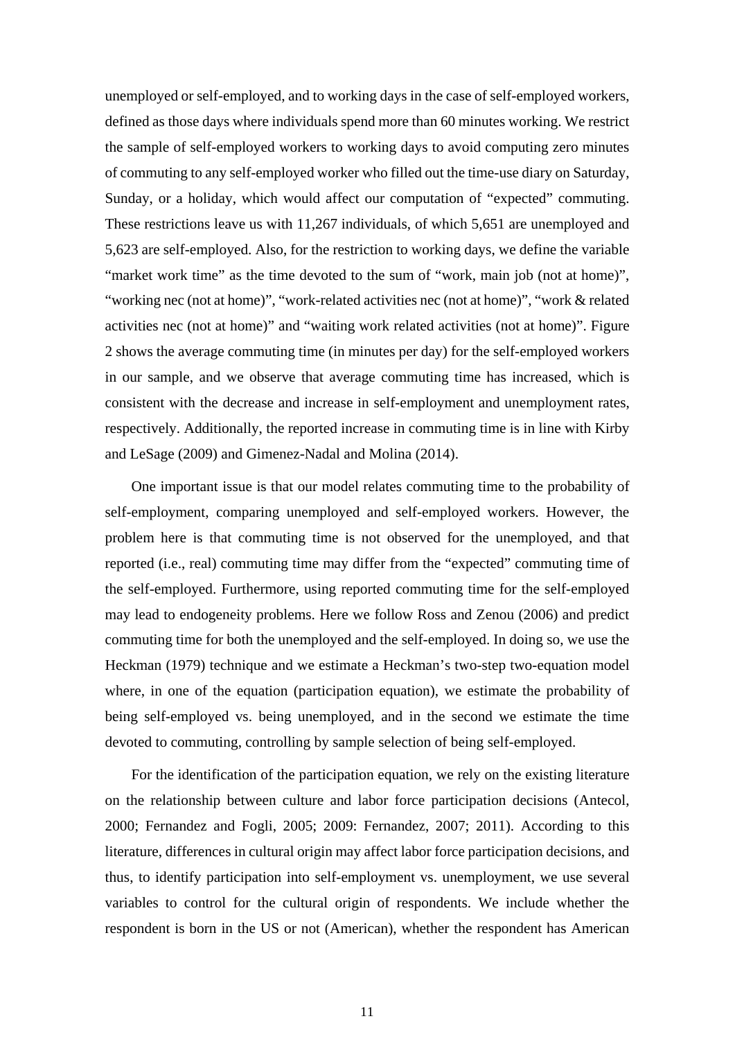unemployed or self-employed, and to working days in the case of self-employed workers, defined as those days where individuals spend more than 60 minutes working. We restrict the sample of self-employed workers to working days to avoid computing zero minutes of commuting to any self-employed worker who filled out the time-use diary on Saturday, Sunday, or a holiday, which would affect our computation of "expected" commuting. These restrictions leave us with 11,267 individuals, of which 5,651 are unemployed and 5,623 are self-employed. Also, for the restriction to working days, we define the variable "market work time" as the time devoted to the sum of "work, main job (not at home)", "working nec (not at home)", "work-related activities nec (not at home)", "work & related activities nec (not at home)" and "waiting work related activities (not at home)". Figure 2 shows the average commuting time (in minutes per day) for the self-employed workers in our sample, and we observe that average commuting time has increased, which is consistent with the decrease and increase in self-employment and unemployment rates, respectively. Additionally, the reported increase in commuting time is in line with Kirby and LeSage (2009) and Gimenez-Nadal and Molina (2014).

One important issue is that our model relates commuting time to the probability of self-employment, comparing unemployed and self-employed workers. However, the problem here is that commuting time is not observed for the unemployed, and that reported (i.e., real) commuting time may differ from the "expected" commuting time of the self-employed. Furthermore, using reported commuting time for the self-employed may lead to endogeneity problems. Here we follow Ross and Zenou (2006) and predict commuting time for both the unemployed and the self-employed. In doing so, we use the Heckman (1979) technique and we estimate a Heckman's two-step two-equation model where, in one of the equation (participation equation), we estimate the probability of being self-employed vs. being unemployed, and in the second we estimate the time devoted to commuting, controlling by sample selection of being self-employed.

For the identification of the participation equation, we rely on the existing literature on the relationship between culture and labor force participation decisions (Antecol, 2000; Fernandez and Fogli, 2005; 2009: Fernandez, 2007; 2011). According to this literature, differences in cultural origin may affect labor force participation decisions, and thus, to identify participation into self-employment vs. unemployment, we use several variables to control for the cultural origin of respondents. We include whether the respondent is born in the US or not (American), whether the respondent has American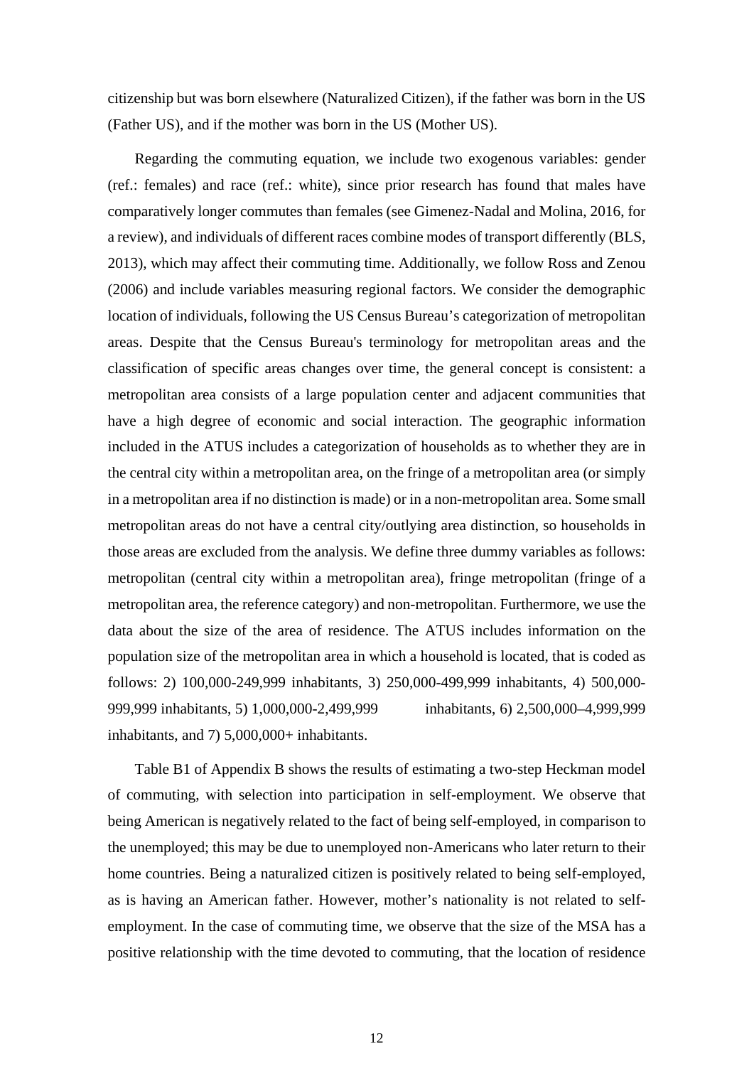citizenship but was born elsewhere (Naturalized Citizen), if the father was born in the US (Father US), and if the mother was born in the US (Mother US).

Regarding the commuting equation, we include two exogenous variables: gender (ref.: females) and race (ref.: white), since prior research has found that males have comparatively longer commutes than females (see Gimenez-Nadal and Molina, 2016, for a review), and individuals of different races combine modes of transport differently (BLS, 2013), which may affect their commuting time. Additionally, we follow Ross and Zenou (2006) and include variables measuring regional factors. We consider the demographic location of individuals, following the US Census Bureau's categorization of metropolitan areas. Despite that the Census Bureau's terminology for metropolitan areas and the classification of specific areas changes over time, the general concept is consistent: a metropolitan area consists of a large population center and adjacent communities that have a high degree of economic and social interaction. The geographic information included in the ATUS includes a categorization of households as to whether they are in the central city within a metropolitan area, on the fringe of a metropolitan area (or simply in a metropolitan area if no distinction is made) or in a non-metropolitan area. Some small metropolitan areas do not have a central city/outlying area distinction, so households in those areas are excluded from the analysis. We define three dummy variables as follows: metropolitan (central city within a metropolitan area), fringe metropolitan (fringe of a metropolitan area, the reference category) and non-metropolitan. Furthermore, we use the data about the size of the area of residence. The ATUS includes information on the population size of the metropolitan area in which a household is located, that is coded as follows: 2) 100,000-249,999 inhabitants, 3) 250,000-499,999 inhabitants, 4) 500,000-999,999 inhabitants, 5) 1,000,000-2,499,999 inhabitants, 6) 2,500,000–4,999,999 inhabitants, and 7) 5,000,000+ inhabitants.

Table B1 of Appendix B shows the results of estimating a two-step Heckman model of commuting, with selection into participation in self-employment. We observe that being American is negatively related to the fact of being self-employed, in comparison to the unemployed; this may be due to unemployed non-Americans who later return to their home countries. Being a naturalized citizen is positively related to being self-employed, as is having an American father. However, mother's nationality is not related to self-employment. In the case of commuting time, we observe that the size of the MSA has a positive relationship with the time devoted to commuting, that the location of residence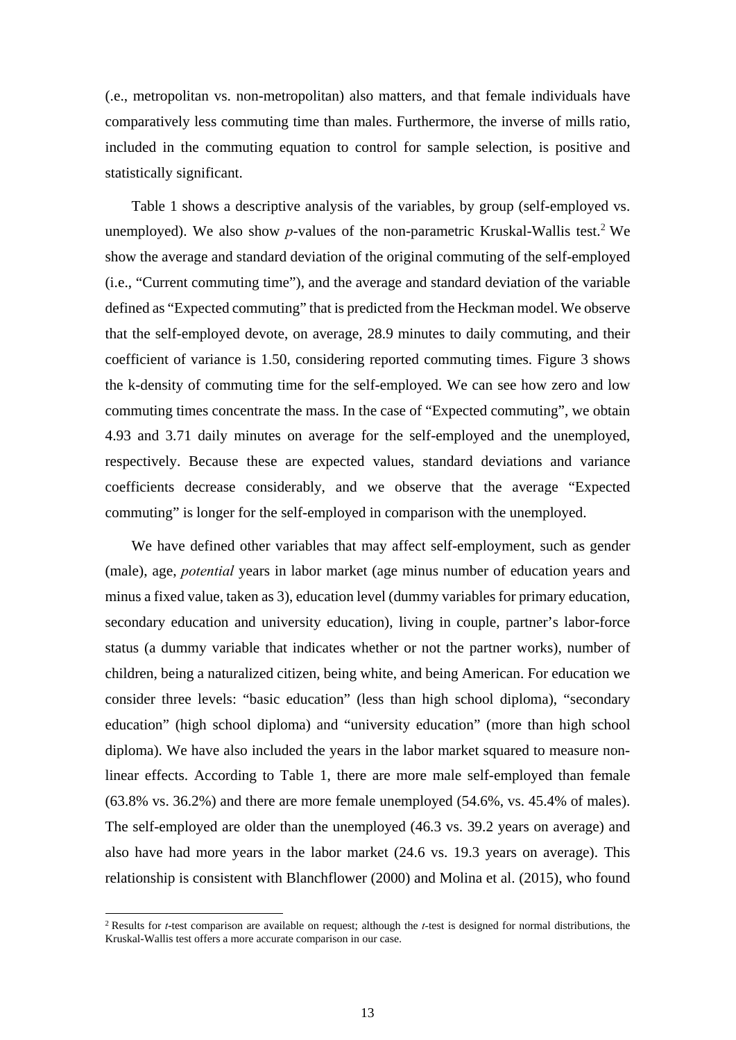(.e., metropolitan vs. non-metropolitan) also matters, and that female individuals have comparatively less commuting time than males. Furthermore, the inverse of mills ratio, included in the commuting equation to control for sample selection, is positive and statistically significant.

Table 1 shows a descriptive analysis of the variables, by group (self-employed vs. unemployed). We also show *p*-values of the non-parametric Kruskal-Wallis test.[2] We show the average and standard deviation of the original commuting of the self-employed (i.e., "Current commuting time"), and the average and standard deviation of the variable defined as "Expected commuting" that is predicted from the Heckman model. We observe that the self-employed devote, on average, 28.9 minutes to daily commuting, and their coefficient of variance is 1.50, considering reported commuting times. Figure 3 shows the k-density of commuting time for the self-employed. We can see how zero and low commuting times concentrate the mass. In the case of "Expected commuting", we obtain 4.93 and 3.71 daily minutes on average for the self-employed and the unemployed, respectively. Because these are expected values, standard deviations and variance coefficients decrease considerably, and we observe that the average "Expected commuting" is longer for the self-employed in comparison with the unemployed.

We have defined other variables that may affect self-employment, such as gender (male), age, *potential* years in labor market (age minus number of education years and minus a fixed value, taken as 3), education level (dummy variables for primary education, secondary education and university education), living in couple, partner's labor-force status (a dummy variable that indicates whether or not the partner works), number of children, being a naturalized citizen, being white, and being American. For education we consider three levels: "basic education" (less than high school diploma), "secondary education" (high school diploma) and "university education" (more than high school diploma). We have also included the years in the labor market squared to measure non-linear effects. According to Table 1, there are more male self-employed than female (63.8% vs. 36.2%) and there are more female unemployed (54.6%, vs. 45.4% of males). The self-employed are older than the unemployed (46.3 vs. 39.2 years on average) and also have had more years in the labor market (24.6 vs. 19.3 years on average). This relationship is consistent with Blanchflower (2000) and Molina et al. (2015), who found

[2] Results for *t*-test comparison are available on request; although the *t*-test is designed for normal distributions, the Kruskal-Wallis test offers a more accurate comparison in our case.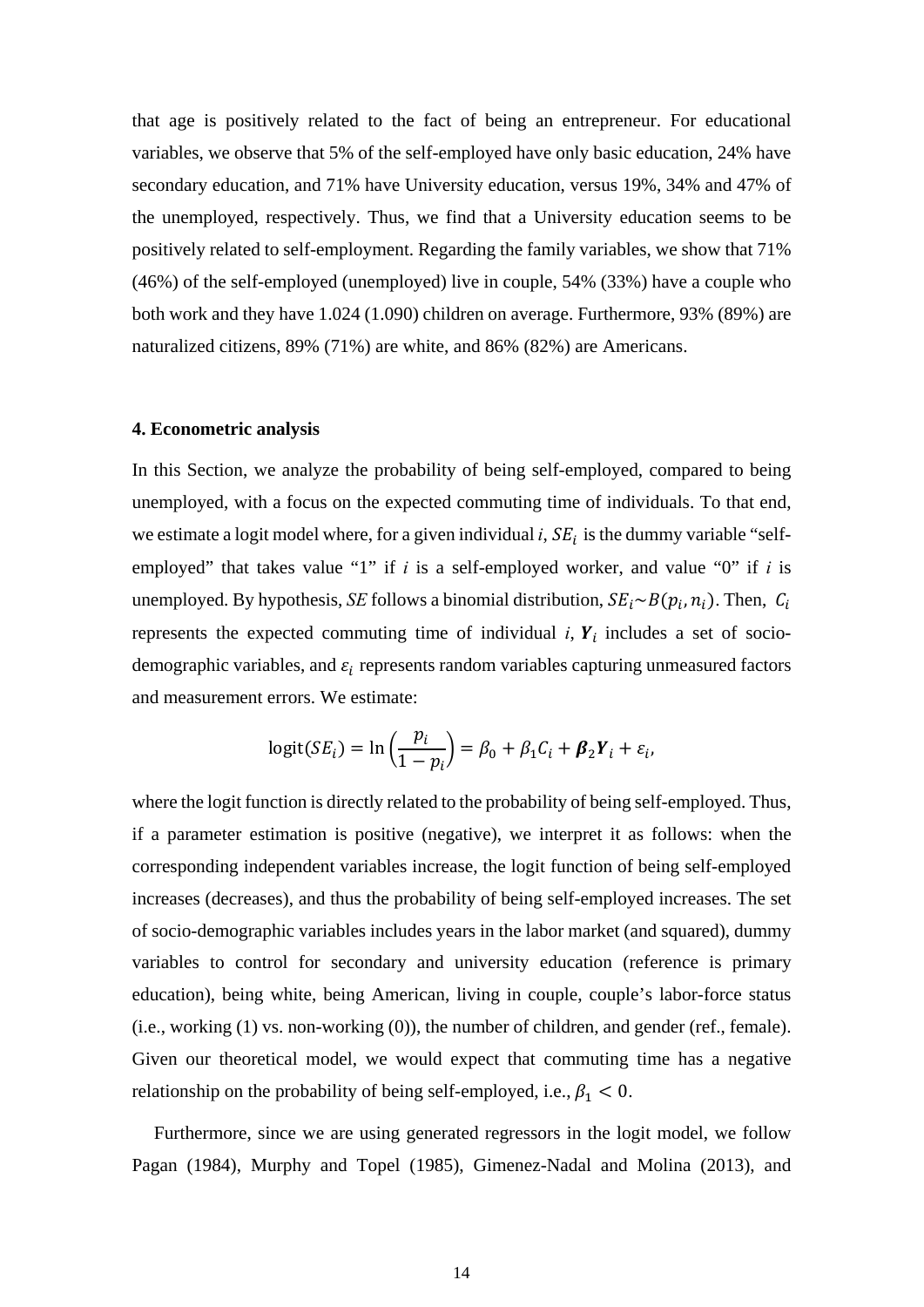that age is positively related to the fact of being an entrepreneur. For educational variables, we observe that 5% of the self-employed have only basic education, 24% have secondary education, and 71% have University education, versus 19%, 34% and 47% of the unemployed, respectively. Thus, we find that a University education seems to be positively related to self-employment. Regarding the family variables, we show that 71% (46%) of the self-employed (unemployed) live in couple, 54% (33%) have a couple who both work and they have 1.024 (1.090) children on average. Furthermore, 93% (89%) are naturalized citizens, 89% (71%) are white, and 86% (82%) are Americans.

#### 4. Econometric analysis

In this Section, we analyze the probability of being self-employed, compared to being unemployed, with a focus on the expected commuting time of individuals. To that end, we estimate a logit model where, for a given individual *i*, $SE_i$ is the dummy variable "self-employed" that takes value "1" if *i* is a self-employed worker, and value "0" if *i* is unemployed. By hypothesis, *SE* follows a binomial distribution, $SE_i \sim B(p_i, n_i)$. Then, $C_i$ represents the expected commuting time of individual *i*, $\boldsymbol{Y}_i$ includes a set of socio-demographic variables, and $\varepsilon_i$ represents random variables capturing unmeasured factors and measurement errors. We estimate:

$$\text{logit}(SE_i) = \ln\left(\frac{p_i}{1-p_i}\right) = \beta_0 + \beta_1 C_i + \boldsymbol{\beta}_2 \boldsymbol{Y}_i + \varepsilon_i,$$

where the logit function is directly related to the probability of being self-employed. Thus, if a parameter estimation is positive (negative), we interpret it as follows: when the corresponding independent variables increase, the logit function of being self-employed increases (decreases), and thus the probability of being self-employed increases. The set of socio-demographic variables includes years in the labor market (and squared), dummy variables to control for secondary and university education (reference is primary education), being white, being American, living in couple, couple's labor-force status (i.e., working (1) vs. non-working (0)), the number of children, and gender (ref., female). Given our theoretical model, we would expect that commuting time has a negative relationship on the probability of being self-employed, i.e., $\beta_1 < 0$.

Furthermore, since we are using generated regressors in the logit model, we follow Pagan (1984), Murphy and Topel (1985), Gimenez-Nadal and Molina (2013), and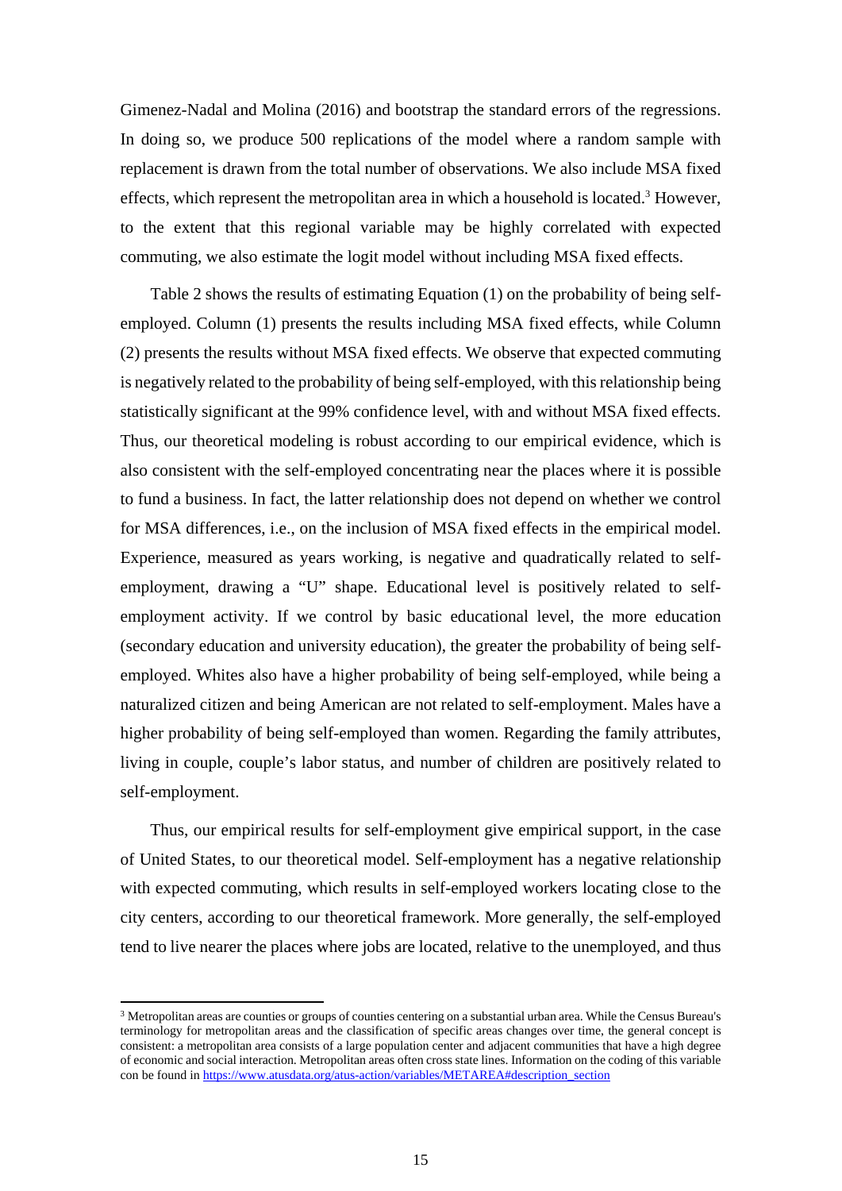Gimenez-Nadal and Molina (2016) and bootstrap the standard errors of the regressions. In doing so, we produce 500 replications of the model where a random sample with replacement is drawn from the total number of observations. We also include MSA fixed effects, which represent the metropolitan area in which a household is located.[3] However, to the extent that this regional variable may be highly correlated with expected commuting, we also estimate the logit model without including MSA fixed effects.

Table 2 shows the results of estimating Equation (1) on the probability of being self-employed. Column (1) presents the results including MSA fixed effects, while Column (2) presents the results without MSA fixed effects. We observe that expected commuting is negatively related to the probability of being self-employed, with this relationship being statistically significant at the 99% confidence level, with and without MSA fixed effects. Thus, our theoretical modeling is robust according to our empirical evidence, which is also consistent with the self-employed concentrating near the places where it is possible to fund a business. In fact, the latter relationship does not depend on whether we control for MSA differences, i.e., on the inclusion of MSA fixed effects in the empirical model. Experience, measured as years working, is negative and quadratically related to self-employment, drawing a "U" shape. Educational level is positively related to self-employment activity. If we control by basic educational level, the more education (secondary education and university education), the greater the probability of being self-employed. Whites also have a higher probability of being self-employed, while being a naturalized citizen and being American are not related to self-employment. Males have a higher probability of being self-employed than women. Regarding the family attributes, living in couple, couple's labor status, and number of children are positively related to self-employment.

Thus, our empirical results for self-employment give empirical support, in the case of United States, to our theoretical model. Self-employment has a negative relationship with expected commuting, which results in self-employed workers locating close to the city centers, according to our theoretical framework. More generally, the self-employed tend to live nearer the places where jobs are located, relative to the unemployed, and thus

---

[3] Metropolitan areas are counties or groups of counties centering on a substantial urban area. While the Census Bureau's terminology for metropolitan areas and the classification of specific areas changes over time, the general concept is consistent: a metropolitan area consists of a large population center and adjacent communities that have a high degree of economic and social interaction. Metropolitan areas often cross state lines. Information on the coding of this variable con be found in https://www.atusdata.org/atus-action/variables/METAREA#description_section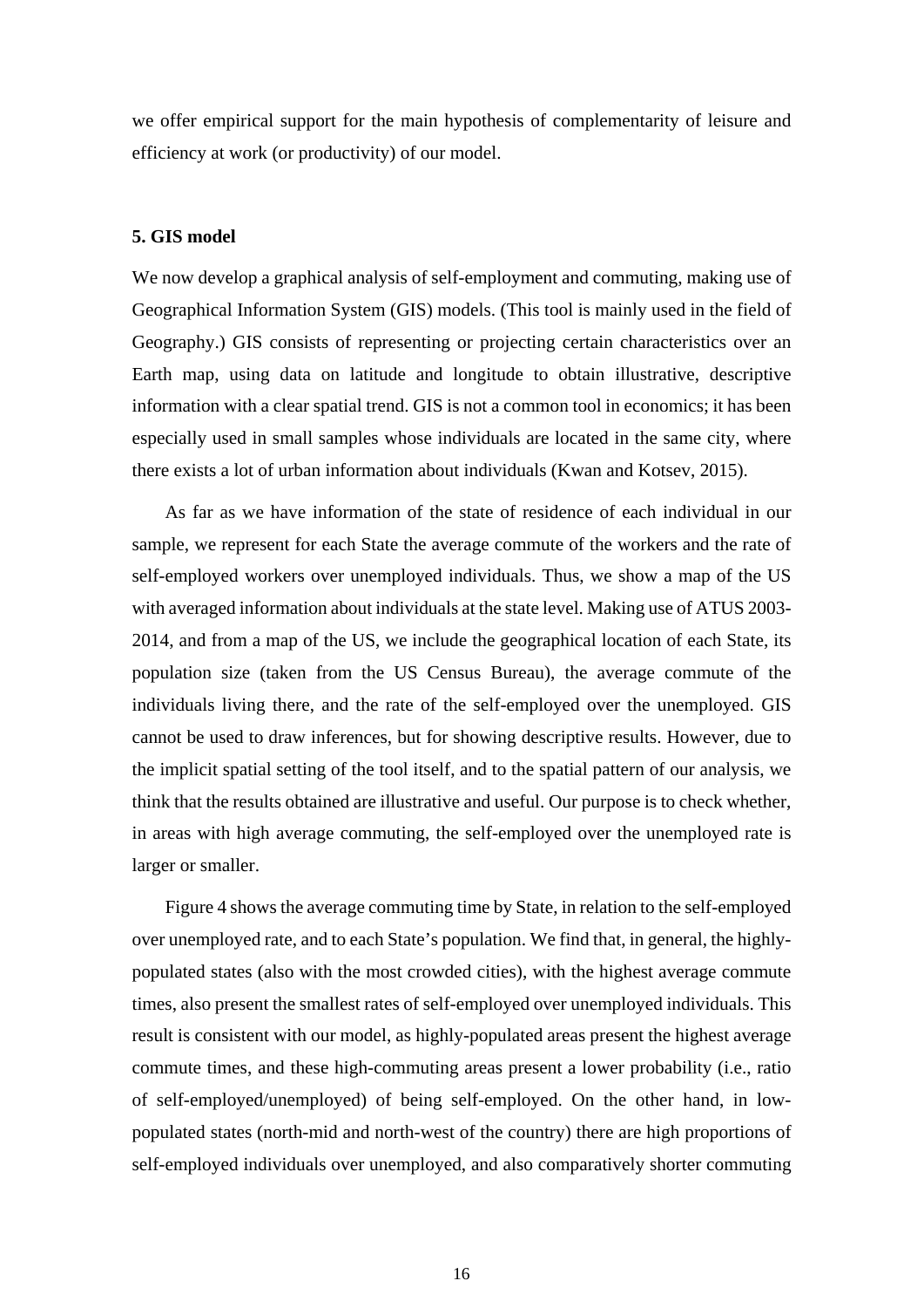we offer empirical support for the main hypothesis of complementarity of leisure and efficiency at work (or productivity) of our model.

### 5. GIS model

We now develop a graphical analysis of self-employment and commuting, making use of Geographical Information System (GIS) models. (This tool is mainly used in the field of Geography.) GIS consists of representing or projecting certain characteristics over an Earth map, using data on latitude and longitude to obtain illustrative, descriptive information with a clear spatial trend. GIS is not a common tool in economics; it has been especially used in small samples whose individuals are located in the same city, where there exists a lot of urban information about individuals (Kwan and Kotsev, 2015).

As far as we have information of the state of residence of each individual in our sample, we represent for each State the average commute of the workers and the rate of self-employed workers over unemployed individuals. Thus, we show a map of the US with averaged information about individuals at the state level. Making use of ATUS 2003-2014, and from a map of the US, we include the geographical location of each State, its population size (taken from the US Census Bureau), the average commute of the individuals living there, and the rate of the self-employed over the unemployed. GIS cannot be used to draw inferences, but for showing descriptive results. However, due to the implicit spatial setting of the tool itself, and to the spatial pattern of our analysis, we think that the results obtained are illustrative and useful. Our purpose is to check whether, in areas with high average commuting, the self-employed over the unemployed rate is larger or smaller.

Figure 4 shows the average commuting time by State, in relation to the self-employed over unemployed rate, and to each State's population. We find that, in general, the highly-populated states (also with the most crowded cities), with the highest average commute times, also present the smallest rates of self-employed over unemployed individuals. This result is consistent with our model, as highly-populated areas present the highest average commute times, and these high-commuting areas present a lower probability (i.e., ratio of self-employed/unemployed) of being self-employed. On the other hand, in low-populated states (north-mid and north-west of the country) there are high proportions of self-employed individuals over unemployed, and also comparatively shorter commuting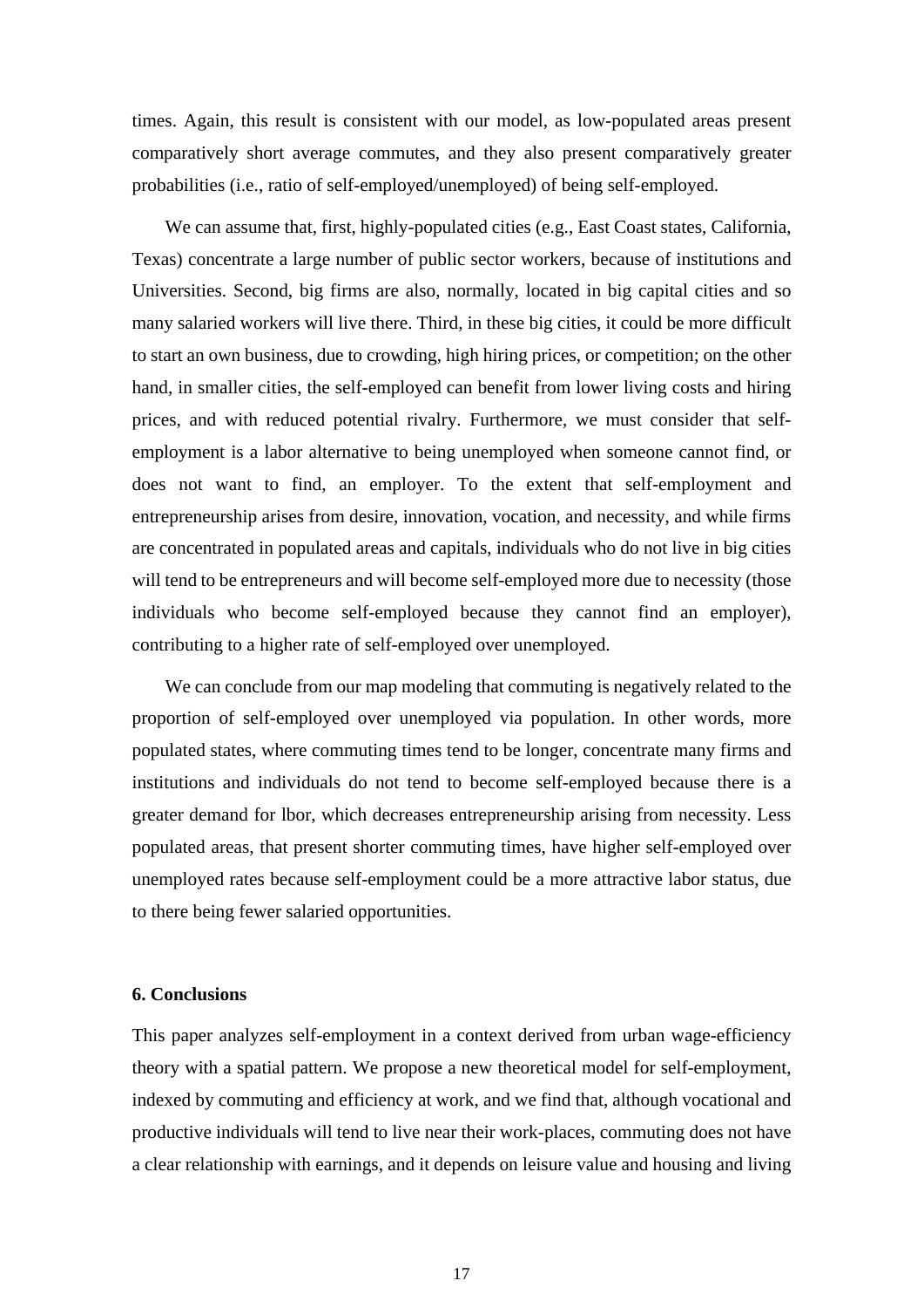times. Again, this result is consistent with our model, as low-populated areas present comparatively short average commutes, and they also present comparatively greater probabilities (i.e., ratio of self-employed/unemployed) of being self-employed.

We can assume that, first, highly-populated cities (e.g., East Coast states, California, Texas) concentrate a large number of public sector workers, because of institutions and Universities. Second, big firms are also, normally, located in big capital cities and so many salaried workers will live there. Third, in these big cities, it could be more difficult to start an own business, due to crowding, high hiring prices, or competition; on the other hand, in smaller cities, the self-employed can benefit from lower living costs and hiring prices, and with reduced potential rivalry. Furthermore, we must consider that self-employment is a labor alternative to being unemployed when someone cannot find, or does not want to find, an employer. To the extent that self-employment and entrepreneurship arises from desire, innovation, vocation, and necessity, and while firms are concentrated in populated areas and capitals, individuals who do not live in big cities will tend to be entrepreneurs and will become self-employed more due to necessity (those individuals who become self-employed because they cannot find an employer), contributing to a higher rate of self-employed over unemployed.

We can conclude from our map modeling that commuting is negatively related to the proportion of self-employed over unemployed via population. In other words, more populated states, where commuting times tend to be longer, concentrate many firms and institutions and individuals do not tend to become self-employed because there is a greater demand for lbor, which decreases entrepreneurship arising from necessity. Less populated areas, that present shorter commuting times, have higher self-employed over unemployed rates because self-employment could be a more attractive labor status, due to there being fewer salaried opportunities.

## 6. Conclusions

This paper analyzes self-employment in a context derived from urban wage-efficiency theory with a spatial pattern. We propose a new theoretical model for self-employment, indexed by commuting and efficiency at work, and we find that, although vocational and productive individuals will tend to live near their work-places, commuting does not have a clear relationship with earnings, and it depends on leisure value and housing and living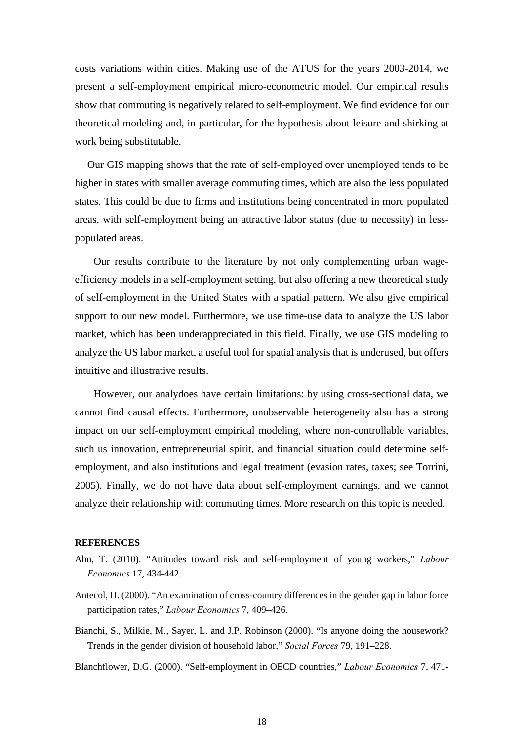costs variations within cities. Making use of the ATUS for the years 2003-2014, we present a self-employment empirical micro-econometric model. Our empirical results show that commuting is negatively related to self-employment. We find evidence for our theoretical modeling and, in particular, for the hypothesis about leisure and shirking at work being substitutable.

Our GIS mapping shows that the rate of self-employed over unemployed tends to be higher in states with smaller average commuting times, which are also the less populated states. This could be due to firms and institutions being concentrated in more populated areas, with self-employment being an attractive labor status (due to necessity) in less-populated areas.

Our results contribute to the literature by not only complementing urban wage-efficiency models in a self-employment setting, but also offering a new theoretical study of self-employment in the United States with a spatial pattern. We also give empirical support to our new model. Furthermore, we use time-use data to analyze the US labor market, which has been underappreciated in this field. Finally, we use GIS modeling to analyze the US labor market, a useful tool for spatial analysis that is underused, but offers intuitive and illustrative results.

However, our analydoes have certain limitations: by using cross-sectional data, we cannot find causal effects. Furthermore, unobservable heterogeneity also has a strong impact on our self-employment empirical modeling, where non-controllable variables, such us innovation, entrepreneurial spirit, and financial situation could determine self-employment, and also institutions and legal treatment (evasion rates, taxes; see Torrini, 2005). Finally, we do not have data about self-employment earnings, and we cannot analyze their relationship with commuting times. More research on this topic is needed.

**REFERENCES**

Ahn, T. (2010). "Attitudes toward risk and self-employment of young workers," *Labour Economics* 17, 434-442.

Antecol, H. (2000). "An examination of cross-country differences in the gender gap in labor force participation rates," *Labour Economics* 7, 409–426.

Bianchi, S., Milkie, M., Sayer, L. and J.P. Robinson (2000). "Is anyone doing the housework? Trends in the gender division of household labor," *Social Forces* 79, 191–228.

Blanchflower, D.G. (2000). "Self-employment in OECD countries," *Labour Economics* 7, 471-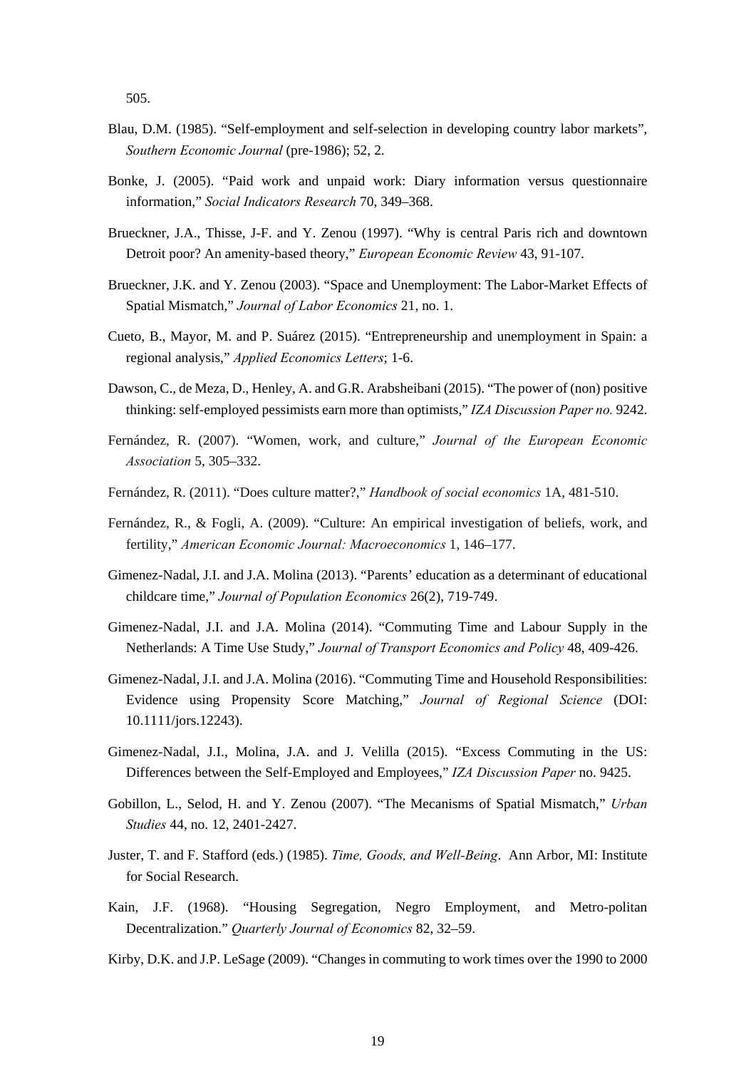505.

Blau, D.M. (1985). "Self-employment and self-selection in developing country labor markets", *Southern Economic Journal* (pre-1986); 52, 2.

Bonke, J. (2005). "Paid work and unpaid work: Diary information versus questionnaire information," *Social Indicators Research* 70, 349–368.

Brueckner, J.A., Thisse, J-F. and Y. Zenou (1997). "Why is central Paris rich and downtown Detroit poor? An amenity-based theory," *European Economic Review* 43, 91-107.

Brueckner, J.K. and Y. Zenou (2003). "Space and Unemployment: The Labor-Market Effects of Spatial Mismatch," *Journal of Labor Economics* 21, no. 1.

Cueto, B., Mayor, M. and P. Suárez (2015). "Entrepreneurship and unemployment in Spain: a regional analysis," *Applied Economics Letters*; 1-6.

Dawson, C., de Meza, D., Henley, A. and G.R. Arabsheibani (2015). "The power of (non) positive thinking: self-employed pessimists earn more than optimists," *IZA Discussion Paper no.* 9242.

Fernández, R. (2007). "Women, work, and culture," *Journal of the European Economic Association* 5, 305–332.

Fernández, R. (2011). "Does culture matter?," *Handbook of social economics* 1A, 481-510.

Fernández, R., & Fogli, A. (2009). "Culture: An empirical investigation of beliefs, work, and fertility," *American Economic Journal: Macroeconomics* 1, 146–177.

Gimenez-Nadal, J.I. and J.A. Molina (2013). "Parents' education as a determinant of educational childcare time," *Journal of Population Economics* 26(2), 719-749.

Gimenez-Nadal, J.I. and J.A. Molina (2014). "Commuting Time and Labour Supply in the Netherlands: A Time Use Study," *Journal of Transport Economics and Policy* 48, 409-426.

Gimenez-Nadal, J.I. and J.A. Molina (2016). "Commuting Time and Household Responsibilities: Evidence using Propensity Score Matching," *Journal of Regional Science* (DOI: 10.1111/jors.12243).

Gimenez-Nadal, J.I., Molina, J.A. and J. Velilla (2015). "Excess Commuting in the US: Differences between the Self-Employed and Employees," *IZA Discussion Paper* no. 9425.

Gobillon, L., Selod, H. and Y. Zenou (2007). "The Mecanisms of Spatial Mismatch," *Urban Studies* 44, no. 12, 2401-2427.

Juster, T. and F. Stafford (eds.) (1985). *Time, Goods, and Well-Being*. Ann Arbor, MI: Institute for Social Research.

Kain, J.F. (1968). "Housing Segregation, Negro Employment, and Metro-politan Decentralization." *Quarterly Journal of Economics* 82, 32–59.

Kirby, D.K. and J.P. LeSage (2009). "Changes in commuting to work times over the 1990 to 2000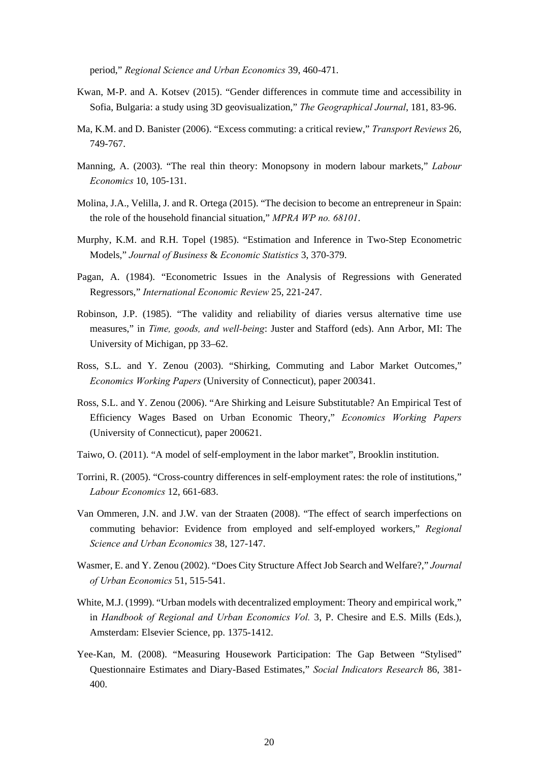period," *Regional Science and Urban Economics* 39, 460-471.

Kwan, M-P. and A. Kotsev (2015). "Gender differences in commute time and accessibility in Sofia, Bulgaria: a study using 3D geovisualization," *The Geographical Journal*, 181, 83-96.

Ma, K.M. and D. Banister (2006). "Excess commuting: a critical review," *Transport Reviews* 26, 749-767.

Manning, A. (2003). "The real thin theory: Monopsony in modern labour markets," *Labour Economics* 10, 105-131.

Molina, J.A., Velilla, J. and R. Ortega (2015). "The decision to become an entrepreneur in Spain: the role of the household financial situation," *MPRA WP no. 68101*.

Murphy, K.M. and R.H. Topel (1985). "Estimation and Inference in Two-Step Econometric Models," *Journal of Business* & *Economic Statistics* 3, 370-379.

Pagan, A. (1984). "Econometric Issues in the Analysis of Regressions with Generated Regressors," *International Economic Review* 25, 221-247.

Robinson, J.P. (1985). "The validity and reliability of diaries versus alternative time use measures," in *Time, goods, and well-being*: Juster and Stafford (eds). Ann Arbor, MI: The University of Michigan, pp 33–62.

Ross, S.L. and Y. Zenou (2003). "Shirking, Commuting and Labor Market Outcomes," *Economics Working Papers* (University of Connecticut), paper 200341.

Ross, S.L. and Y. Zenou (2006). "Are Shirking and Leisure Substitutable? An Empirical Test of Efficiency Wages Based on Urban Economic Theory," *Economics Working Papers* (University of Connecticut), paper 200621.

Taiwo, O. (2011). "A model of self-employment in the labor market", Brooklin institution.

Torrini, R. (2005). "Cross-country differences in self-employment rates: the role of institutions," *Labour Economics* 12, 661-683.

Van Ommeren, J.N. and J.W. van der Straaten (2008). "The effect of search imperfections on commuting behavior: Evidence from employed and self-employed workers," *Regional Science and Urban Economics* 38, 127-147.

Wasmer, E. and Y. Zenou (2002). "Does City Structure Affect Job Search and Welfare?," *Journal of Urban Economics* 51, 515-541.

White, M.J. (1999). "Urban models with decentralized employment: Theory and empirical work," in *Handbook of Regional and Urban Economics Vol.* 3, P. Chesire and E.S. Mills (Eds.), Amsterdam: Elsevier Science, pp. 1375-1412.

Yee-Kan, M. (2008). "Measuring Housework Participation: The Gap Between "Stylised" Questionnaire Estimates and Diary-Based Estimates," *Social Indicators Research* 86, 381-400.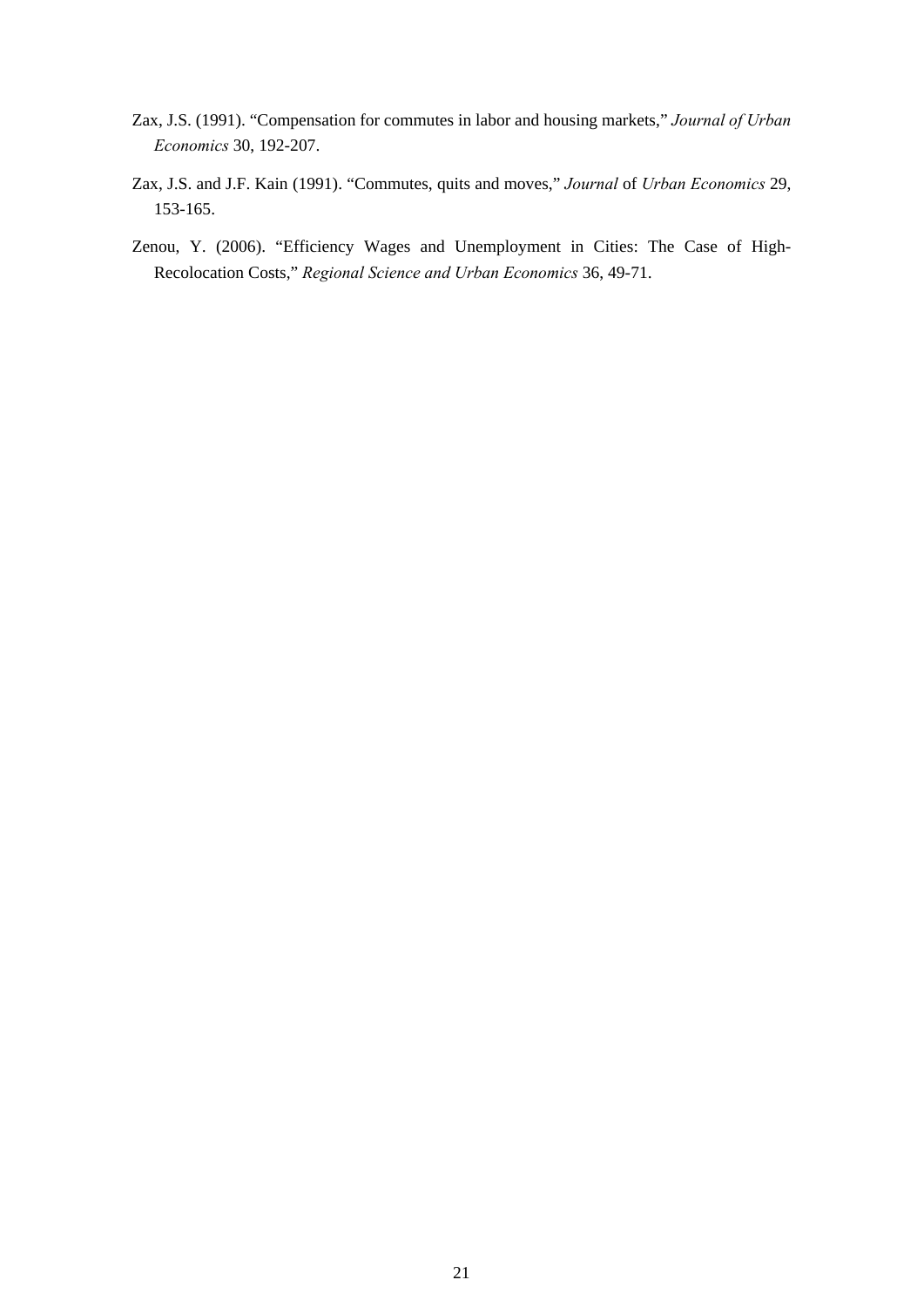Zax, J.S. (1991). "Compensation for commutes in labor and housing markets," *Journal of Urban Economics* 30, 192-207.

Zax, J.S. and J.F. Kain (1991). "Commutes, quits and moves," *Journal* of *Urban Economics* 29, 153-165.

Zenou, Y. (2006). "Efficiency Wages and Unemployment in Cities: The Case of High-Recolocation Costs," *Regional Science and Urban Economics* 36, 49-71.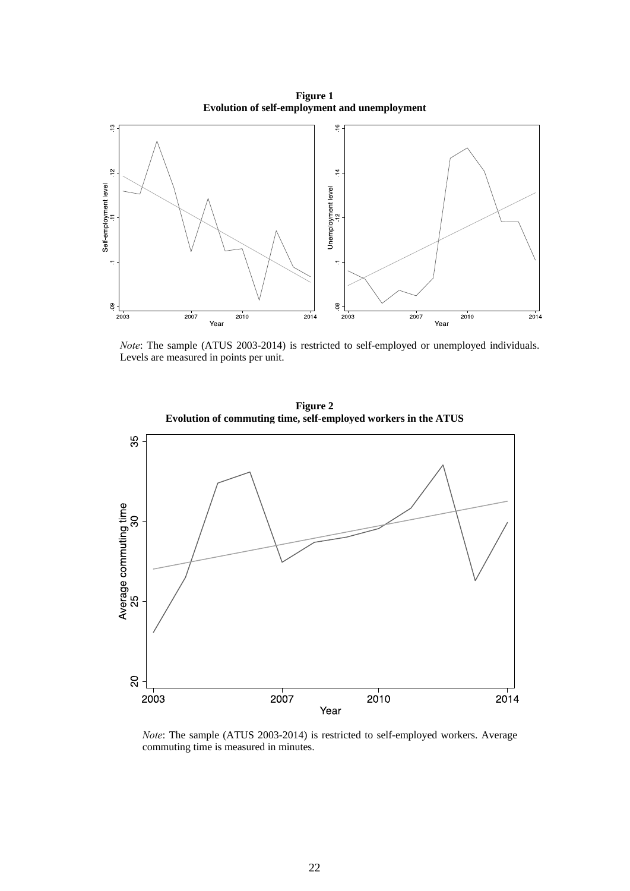**Figure 1**
**Evolution of self-employment and unemployment**

*Note*: The sample (ATUS 2003-2014) is restricted to self-employed or unemployed individuals. Levels are measured in points per unit.

**Figure 2**
**Evolution of commuting time, self-employed workers in the ATUS**

*Note*: The sample (ATUS 2003-2014) is restricted to self-employed workers. Average commuting time is measured in minutes.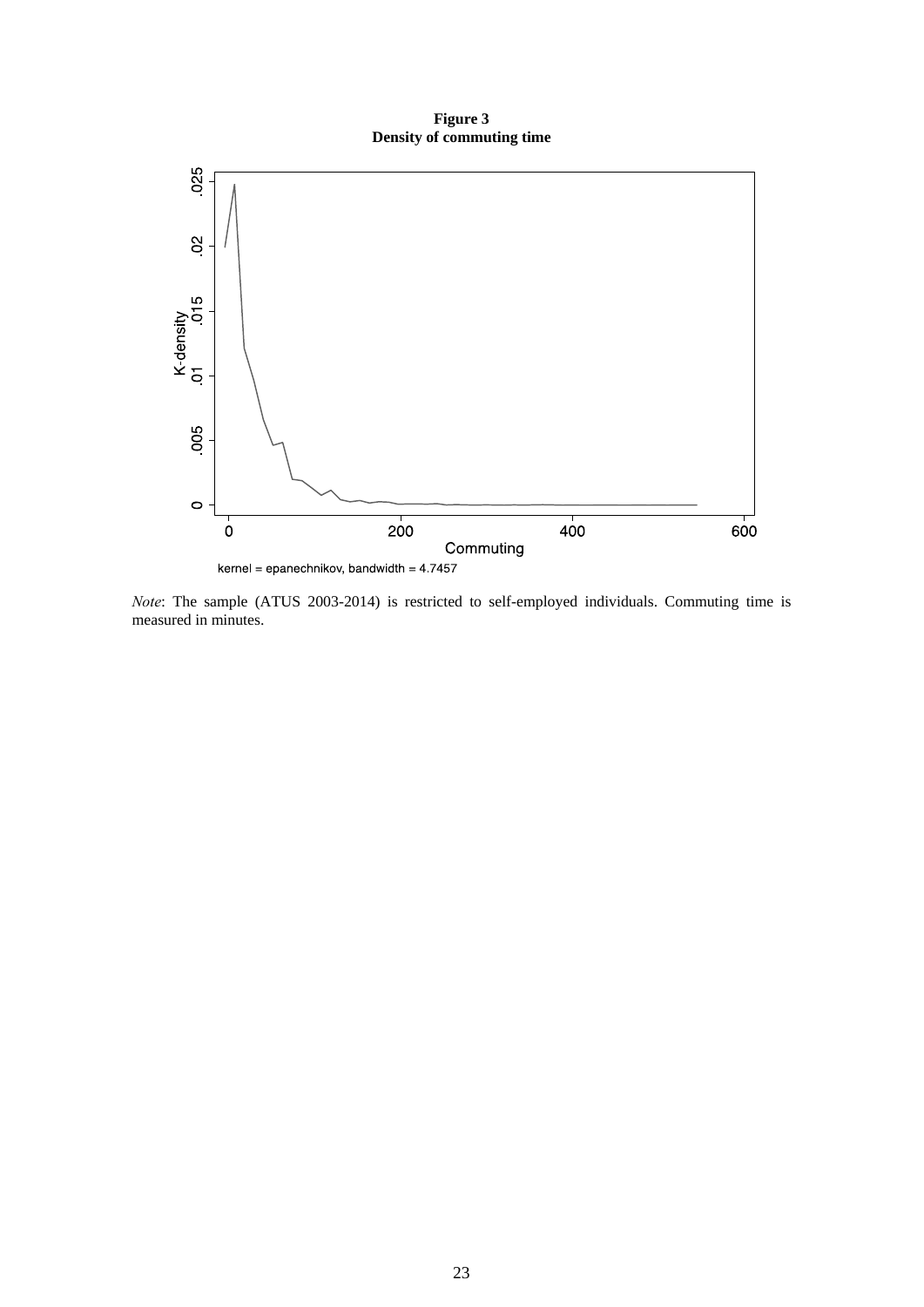**Figure 3**
**Density of commuting time**

*Note*: The sample (ATUS 2003-2014) is restricted to self-employed individuals. Commuting time is measured in minutes.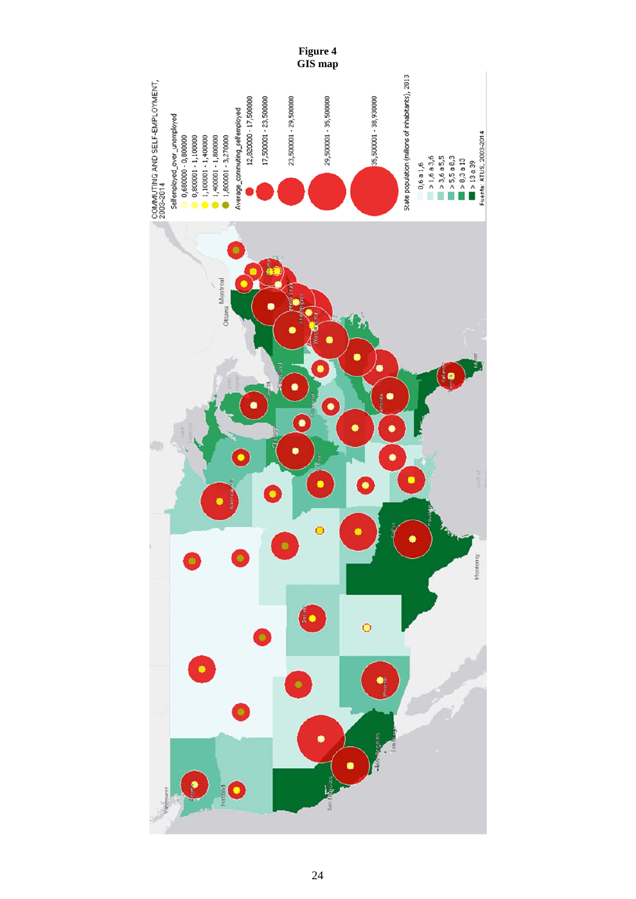**Figure 4**
**GIS map**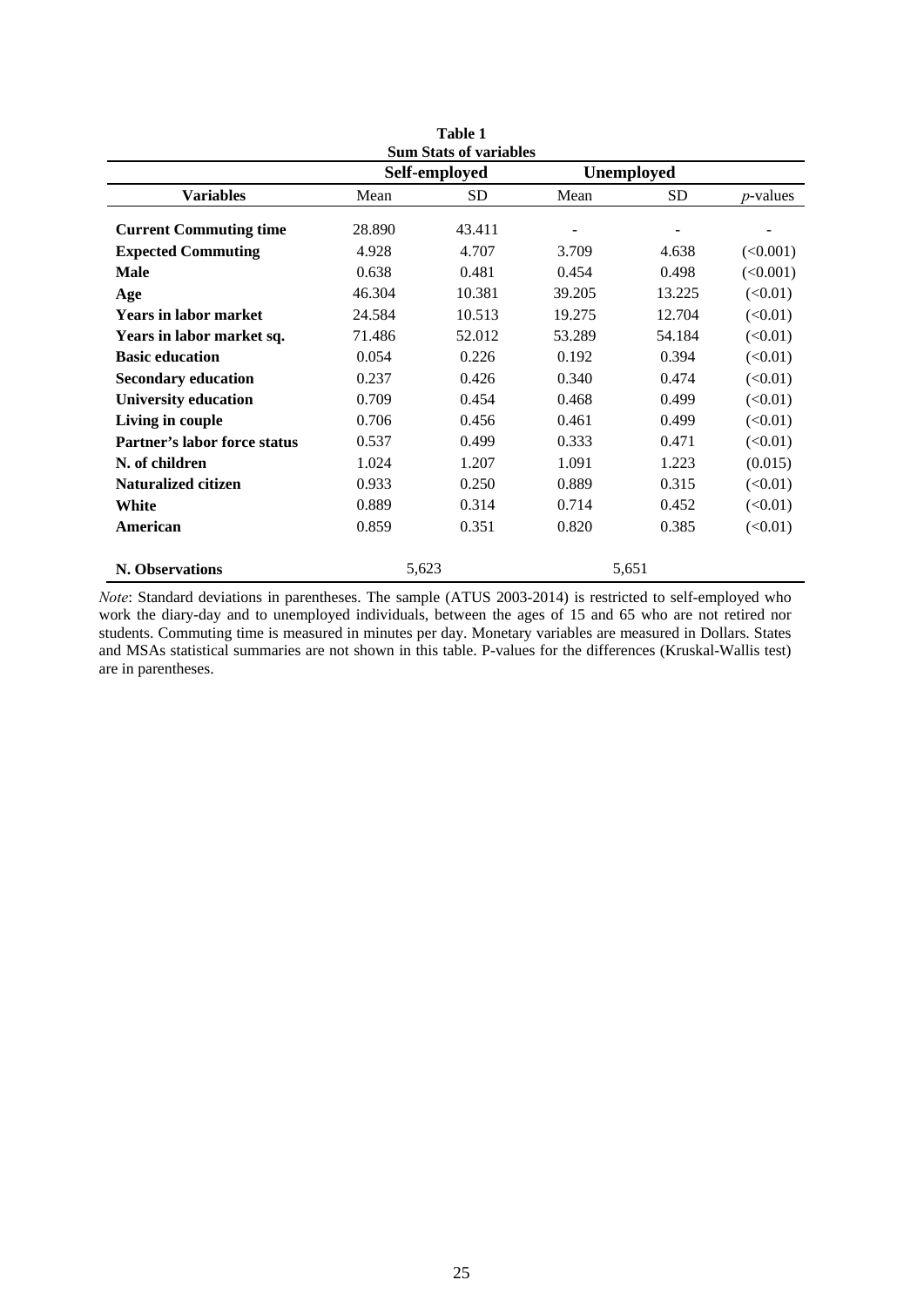**Table 1**
**Sum Stats of variables**

| Variables | Self-employed | | Unemployed | | |
|---|---|---|---|---|---|
| | Mean | SD | Mean | SD | *p*-values |
| **Current Commuting time** | 28.890 | 43.411 | - | - | - |
| **Expected Commuting** | 4.928 | 4.707 | 3.709 | 4.638 | (<0.001) |
| **Male** | 0.638 | 0.481 | 0.454 | 0.498 | (<0.001) |
| **Age** | 46.304 | 10.381 | 39.205 | 13.225 | (<0.01) |
| **Years in labor market** | 24.584 | 10.513 | 19.275 | 12.704 | (<0.01) |
| **Years in labor market sq.** | 71.486 | 52.012 | 53.289 | 54.184 | (<0.01) |
| **Basic education** | 0.054 | 0.226 | 0.192 | 0.394 | (<0.01) |
| **Secondary education** | 0.237 | 0.426 | 0.340 | 0.474 | (<0.01) |
| **University education** | 0.709 | 0.454 | 0.468 | 0.499 | (<0.01) |
| **Living in couple** | 0.706 | 0.456 | 0.461 | 0.499 | (<0.01) |
| **Partner's labor force status** | 0.537 | 0.499 | 0.333 | 0.471 | (<0.01) |
| **N. of children** | 1.024 | 1.207 | 1.091 | 1.223 | (0.015) |
| **Naturalized citizen** | 0.933 | 0.250 | 0.889 | 0.315 | (<0.01) |
| **White** | 0.889 | 0.314 | 0.714 | 0.452 | (<0.01) |
| **American** | 0.859 | 0.351 | 0.820 | 0.385 | (<0.01) |
| **N. Observations** | 5,623 | | 5,651 | | |

*Note*: Standard deviations in parentheses. The sample (ATUS 2003-2014) is restricted to self-employed who work the diary-day and to unemployed individuals, between the ages of 15 and 65 who are not retired nor students. Commuting time is measured in minutes per day. Monetary variables are measured in Dollars. States and MSAs statistical summaries are not shown in this table. P-values for the differences (Kruskal-Wallis test) are in parentheses.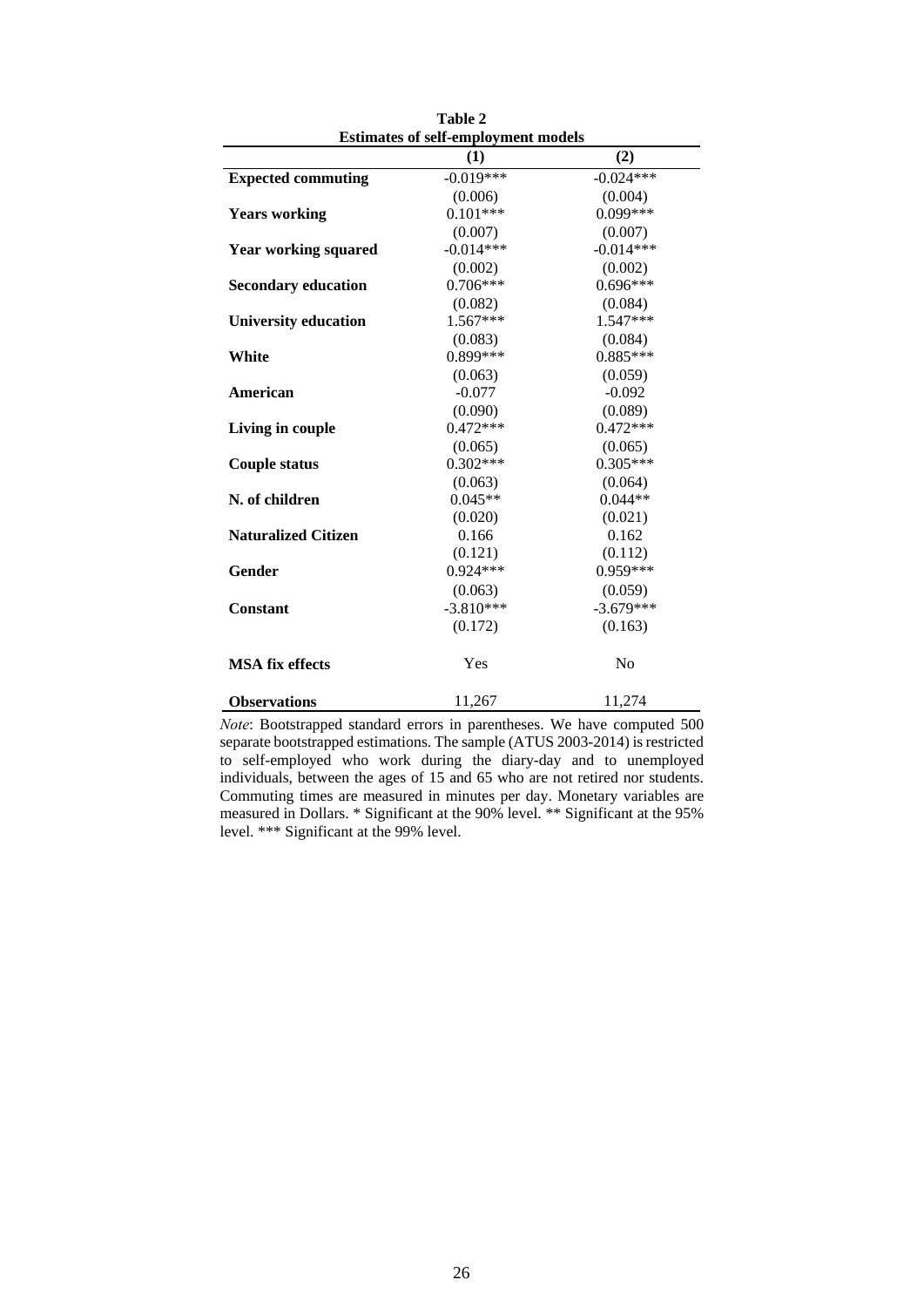**Table 2**
**Estimates of self-employment models**

| | (1) | (2) |
|---|---|---|
| **Expected commuting** | -0.019*** | -0.024*** |
| | (0.006) | (0.004) |
| **Years working** | 0.101*** | 0.099*** |
| | (0.007) | (0.007) |
| **Year working squared** | -0.014*** | -0.014*** |
| | (0.002) | (0.002) |
| **Secondary education** | 0.706*** | 0.696*** |
| | (0.082) | (0.084) |
| **University education** | 1.567*** | 1.547*** |
| | (0.083) | (0.084) |
| **White** | 0.899*** | 0.885*** |
| | (0.063) | (0.059) |
| **American** | -0.077 | -0.092 |
| | (0.090) | (0.089) |
| **Living in couple** | 0.472*** | 0.472*** |
| | (0.065) | (0.065) |
| **Couple status** | 0.302*** | 0.305*** |
| | (0.063) | (0.064) |
| **N. of children** | 0.045** | 0.044** |
| | (0.020) | (0.021) |
| **Naturalized Citizen** | 0.166 | 0.162 |
| | (0.121) | (0.112) |
| **Gender** | 0.924*** | 0.959*** |
| | (0.063) | (0.059) |
| **Constant** | -3.810*** | -3.679*** |
| | (0.172) | (0.163) |
| **MSA fix effects** | Yes | No |
| **Observations** | 11,267 | 11,274 |

*Note*: Bootstrapped standard errors in parentheses. We have computed 500 separate bootstrapped estimations. The sample (ATUS 2003-2014) is restricted to self-employed who work during the diary-day and to unemployed individuals, between the ages of 15 and 65 who are not retired nor students. Commuting times are measured in minutes per day. Monetary variables are measured in Dollars. * Significant at the 90% level. ** Significant at the 95% level. *** Significant at the 99% level.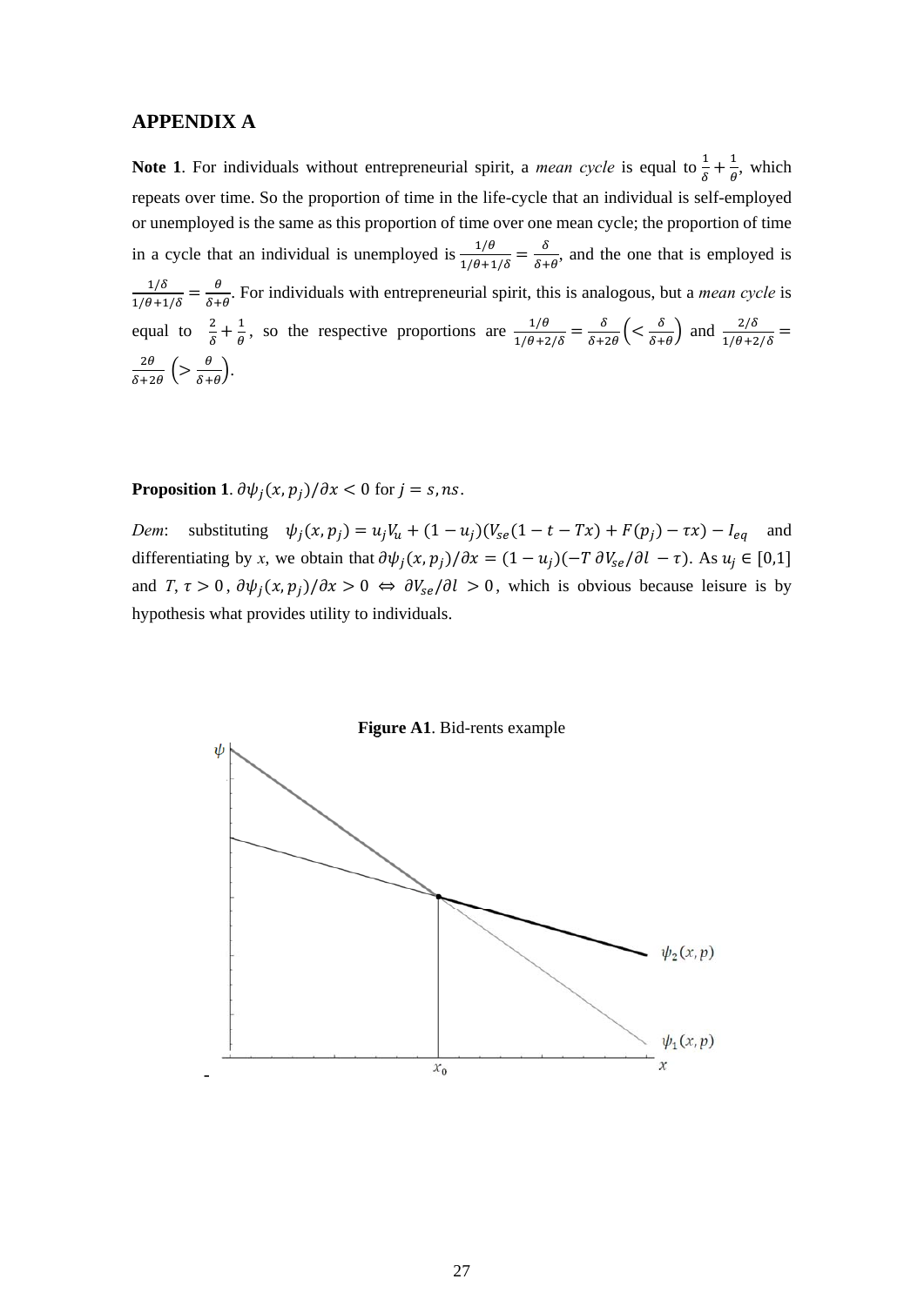## APPENDIX A

**Note 1**. For individuals without entrepreneurial spirit, a *mean cycle* is equal to $\frac{1}{\delta}+\frac{1}{\theta}$, which repeats over time. So the proportion of time in the life-cycle that an individual is self-employed or unemployed is the same as this proportion of time over one mean cycle; the proportion of time in a cycle that an individual is unemployed is $\frac{1/\theta}{1/\theta+1/\delta}=\frac{\delta}{\delta+\theta}$, and the one that is employed is $\frac{1/\delta}{1/\theta+1/\delta}=\frac{\theta}{\delta+\theta}$. For individuals with entrepreneurial spirit, this is analogous, but a *mean cycle* is equal to $\frac{2}{\delta}+\frac{1}{\theta}$, so the respective proportions are $\frac{1/\theta}{1/\theta+2/\delta}=\frac{\delta}{\delta+2\theta}\left(<\frac{\delta}{\delta+\theta}\right)$ and $\frac{2/\delta}{1/\theta+2/\delta}=\frac{2\theta}{\delta+2\theta}\left(>\frac{\theta}{\delta+\theta}\right)$.

**Proposition 1**. $\partial\psi_j(x,p_j)/\partial x<0$ for $j=s,ns$.

*Dem*: substituting $\psi_j(x,p_j)=u_jV_u+(1-u_j)(V_{se}(1-t-Tx)+F(p_j)-\tau x)-I_{eq}$ and differentiating by *x*, we obtain that $\partial\psi_j(x,p_j)/\partial x=(1-u_j)(-T\,\partial V_{se}/\partial l-\tau)$. As $u_j\in[0,1]$ and $T,\tau>0$, $\partial\psi_j(x,p_j)/\partial x>0 \Leftrightarrow \partial V_{se}/\partial l>0$, which is obvious because leisure is by hypothesis what provides utility to individuals.

**Figure A1**. Bid-rents example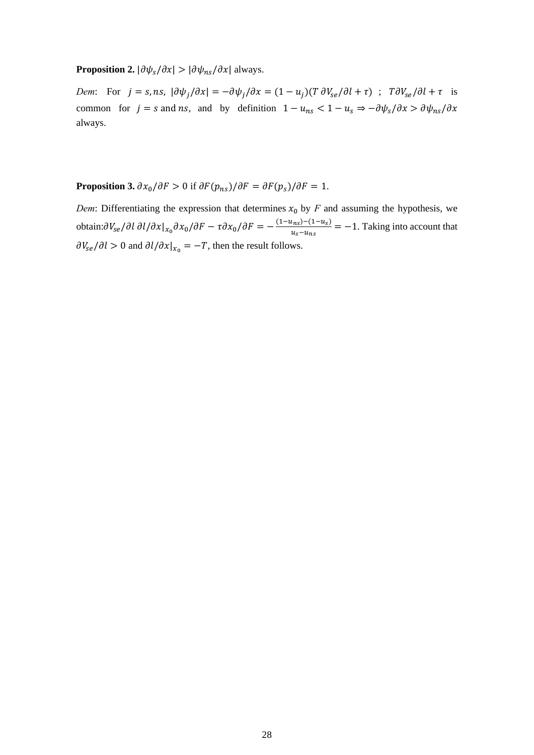**Proposition 2.** $|\partial\psi_s/\partial x| > |\partial\psi_{ns}/\partial x|$ always.

*Dem*: For $j = s, ns$, $|\partial\psi_j/\partial x| = -\partial\psi_j/\partial x = (1 - u_j)(T\,\partial V_{se}/\partial l + \tau)$ ; $T\partial V_{se}/\partial l + \tau$ is common for $j = s$ and $ns$, and by definition $1 - u_{ns} < 1 - u_s \Rightarrow -\partial\psi_s/\partial x > \partial\psi_{ns}/\partial x$ always.

**Proposition 3.** $\partial x_0/\partial F > 0$ if $\partial F(p_{ns})/\partial F = \partial F(p_s)/\partial F = 1$.

*Dem*: Differentiating the expression that determines $x_0$ by $F$ and assuming the hypothesis, we obtain:$\partial V_{se}/\partial l\; \partial l/\partial x|_{x_0} \partial x_0/\partial F - \tau \partial x_0/\partial F = -\frac{(1-u_{ns})-(1-u_s)}{u_s - u_{ns}} = -1$. Taking into account that $\partial V_{se}/\partial l > 0$ and $\partial l/\partial x|_{x_0} = -T$, then the result follows.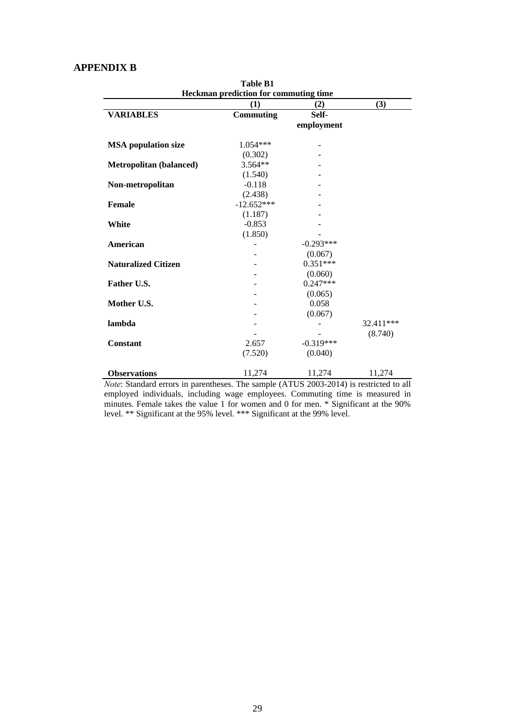## APPENDIX B

**Table B1**
**Heckman prediction for commuting time**

| | (1) | (2) | (3) |
|---|---|---|---|
| **VARIABLES** | **Commuting** | **Self-employment** | |
| **MSA population size** | 1.054*** | - | |
| | (0.302) | - | |
| **Metropolitan (balanced)** | 3.564** | - | |
| | (1.540) | - | |
| **Non-metropolitan** | -0.118 | - | |
| | (2.438) | - | |
| **Female** | -12.652*** | - | |
| | (1.187) | - | |
| **White** | -0.853 | - | |
| | (1.850) | - | |
| **American** | - | -0.293*** | |
| | - | (0.067) | |
| **Naturalized Citizen** | - | 0.351*** | |
| | - | (0.060) | |
| **Father U.S.** | - | 0.247*** | |
| | - | (0.065) | |
| **Mother U.S.** | - | 0.058 | |
| | - | (0.067) | |
| **lambda** | - | - | 32.411*** |
| | - | - | (8.740) |
| **Constant** | 2.657 | -0.319*** | |
| | (7.520) | (0.040) | |
| **Observations** | 11,274 | 11,274 | 11,274 |

*Note*: Standard errors in parentheses. The sample (ATUS 2003-2014) is restricted to all employed individuals, including wage employees. Commuting time is measured in minutes. Female takes the value 1 for women and 0 for men. * Significant at the 90% level. ** Significant at the 95% level. *** Significant at the 99% level.